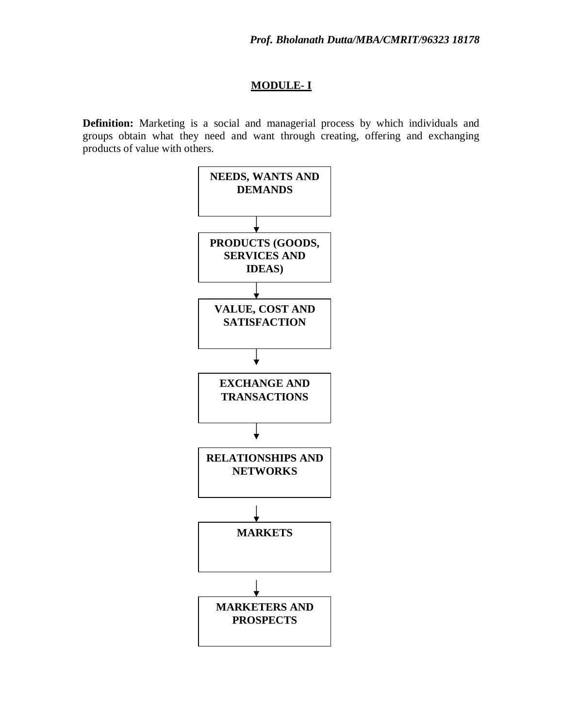## MODULE- I

**Definition:** Marketing is a social and managerial process by which individuals and groups obtain what they need and want through creating, offering and exchanging products of value with others.

**NEEDS, WANTS AND DEMANDS**

↓

**PRODUCTS (GOODS, SERVICES AND IDEAS)**

↓

**VALUE, COST AND SATISFACTION**

↓

**EXCHANGE AND TRANSACTIONS**

↓

**RELATIONSHIPS AND NETWORKS**

↓

**MARKETS**

↓

**MARKETERS AND PROSPECTS**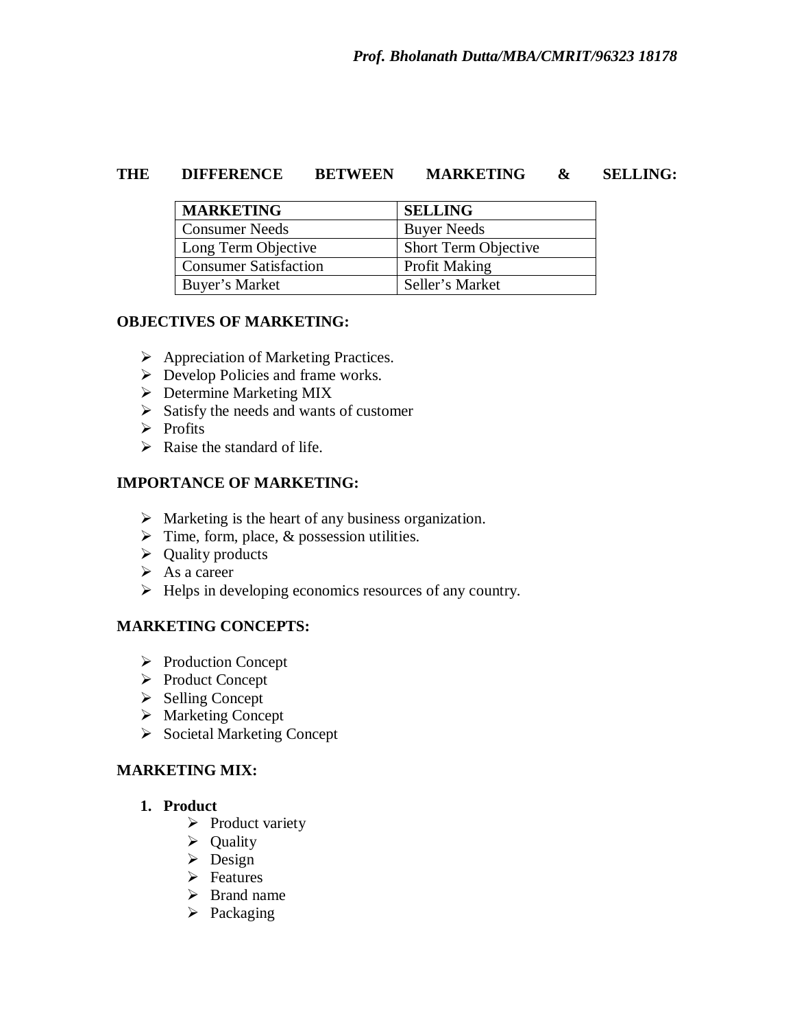**THE DIFFERENCE BETWEEN MARKETING & SELLING:**

| MARKETING | SELLING |
|---|---|
| Consumer Needs | Buyer Needs |
| Long Term Objective | Short Term Objective |
| Consumer Satisfaction | Profit Making |
| Buyer's Market | Seller's Market |

**OBJECTIVES OF MARKETING:**

- Appreciation of Marketing Practices.
- Develop Policies and frame works.
- Determine Marketing MIX
- Satisfy the needs and wants of customer
- Profits
- Raise the standard of life.

**IMPORTANCE OF MARKETING:**

- Marketing is the heart of any business organization.
- Time, form, place, & possession utilities.
- Quality products
- As a career
- Helps in developing economics resources of any country.

**MARKETING CONCEPTS:**

- Production Concept
- Product Concept
- Selling Concept
- Marketing Concept
- Societal Marketing Concept

**MARKETING MIX:**

1. **Product**
   - Product variety
   - Quality
   - Design
   - Features
   - Brand name
   - Packaging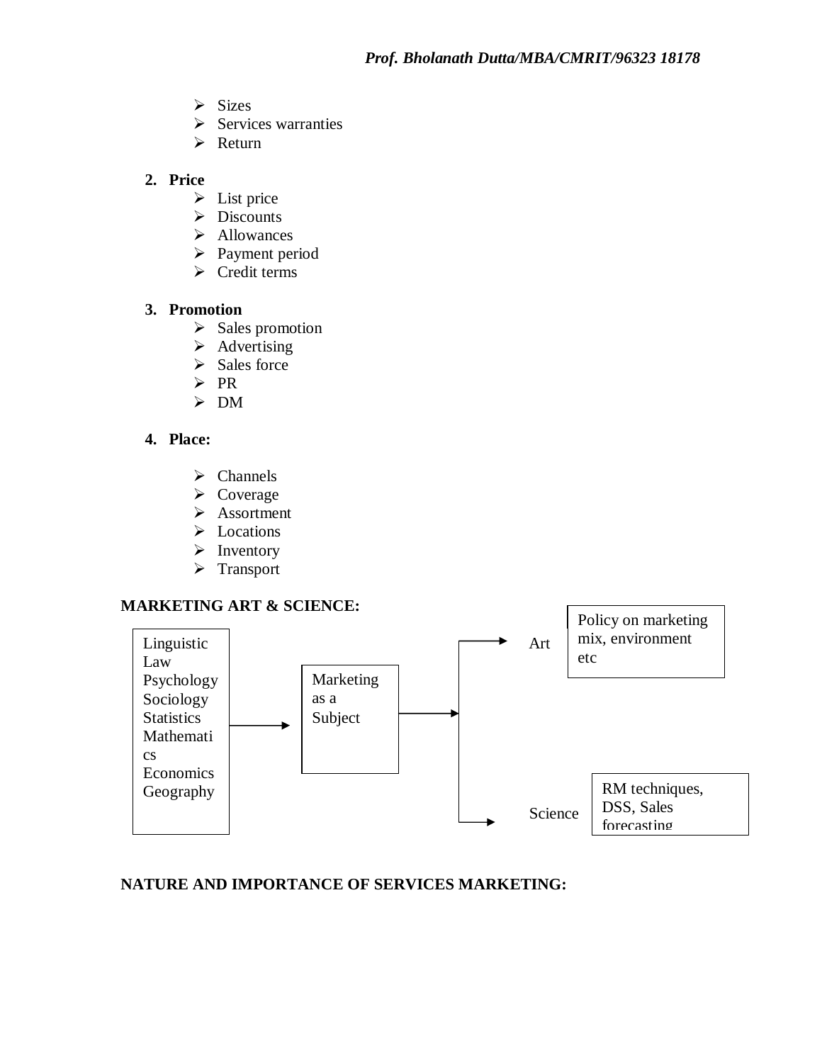- Sizes
- Services warranties
- Return

2. **Price**
    - List price
    - Discounts
    - Allowances
    - Payment period
    - Credit terms

3. **Promotion**
    - Sales promotion
    - Advertising
    - Sales force
    - PR
    - DM

4. **Place:**
    - Channels
    - Coverage
    - Assortment
    - Locations
    - Inventory
    - Transport

**MARKETING ART & SCIENCE:**

Linguistic
Law
Psychology
Sociology
Statistics
Mathematics
Economics
Geography

Marketing as a Subject

Art

Policy on marketing mix, environment etc

Science

RM techniques, DSS, Sales forecasting

**NATURE AND IMPORTANCE OF SERVICES MARKETING:**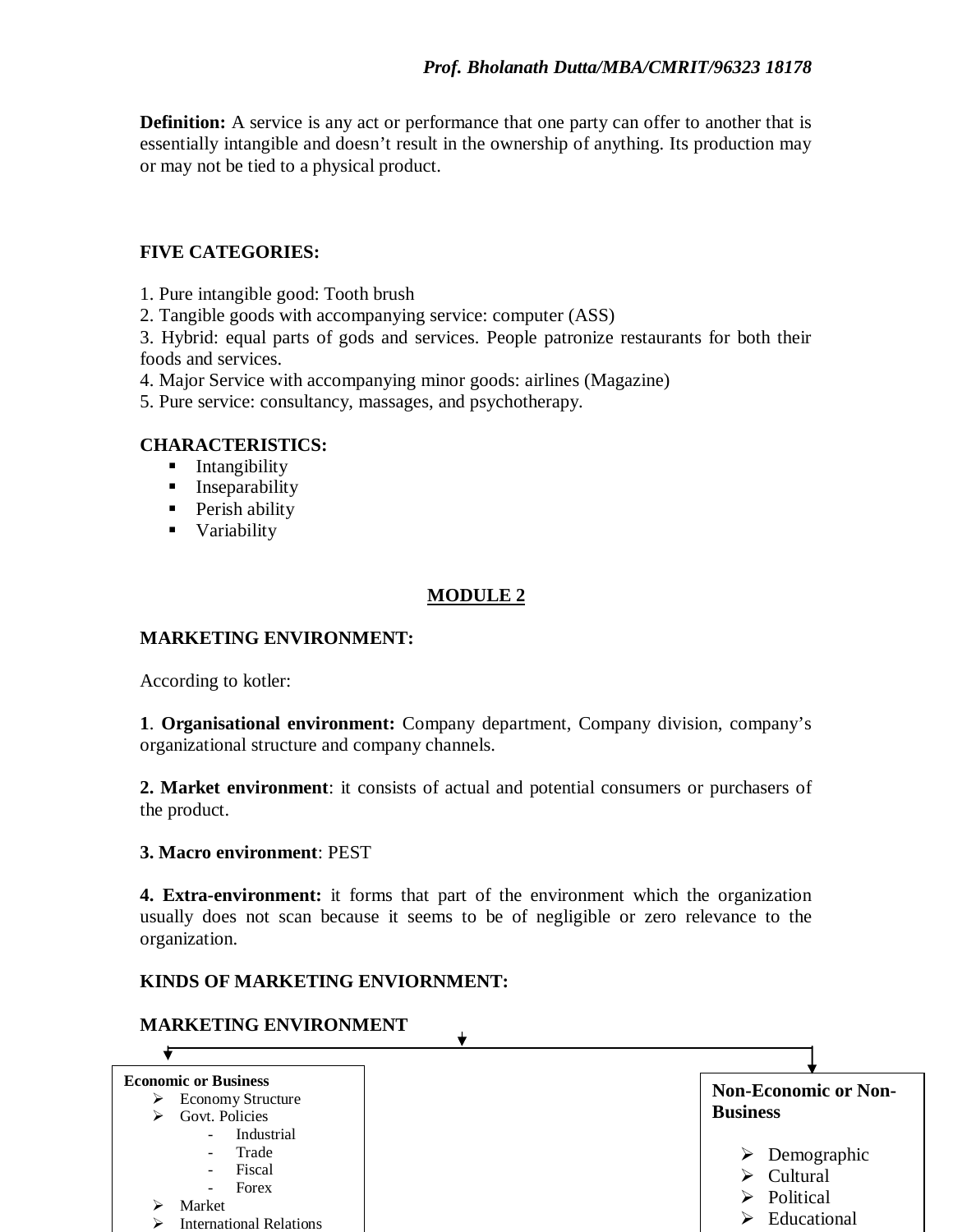**Definition:** A service is any act or performance that one party can offer to another that is essentially intangible and doesn't result in the ownership of anything. Its production may or may not be tied to a physical product.

**FIVE CATEGORIES:**

1. Pure intangible good: Tooth brush
2. Tangible goods with accompanying service: computer (ASS)
3. Hybrid: equal parts of gods and services. People patronize restaurants for both their foods and services.
4. Major Service with accompanying minor goods: airlines (Magazine)
5. Pure service: consultancy, massages, and psychotherapy.

**CHARACTERISTICS:**

- Intangibility
- Inseparability
- Perish ability
- Variability

## MODULE 2

**MARKETING ENVIRONMENT:**

According to kotler:

**1**. **Organisational environment:** Company department, Company division, company's organizational structure and company channels.

**2. Market environment**: it consists of actual and potential consumers or purchasers of the product.

**3. Macro environment**: PEST

**4. Extra-environment:** it forms that part of the environment which the organization usually does not scan because it seems to be of negligible or zero relevance to the organization.

**KINDS OF MARKETING ENVIORNMENT:**

**MARKETING ENVIRONMENT**

**Economic or Business**
- Economy Structure
- Govt. Policies
  - Industrial
  - Trade
  - Fiscal
  - Forex
- Market
- International Relations

**Non-Economic or Non-Business**
- Demographic
- Cultural
- Political
- Educational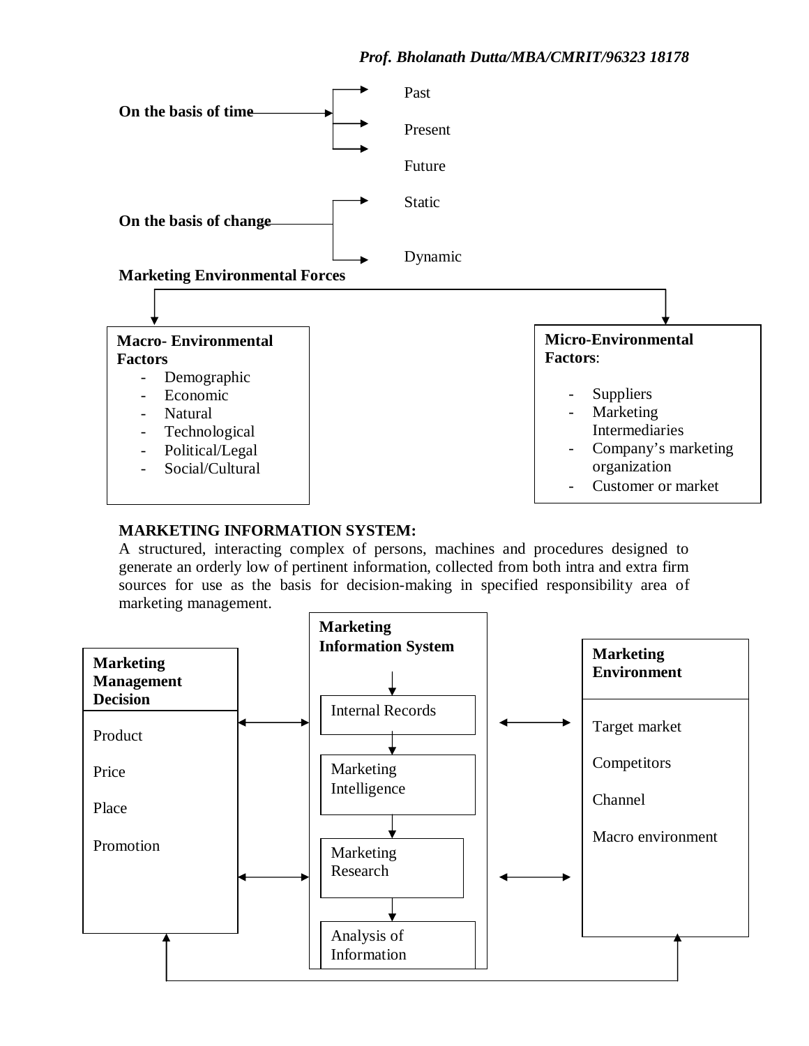**On the basis of time**

- Past
- Present
- Future

**On the basis of change**

- Static
- Dynamic

**Marketing Environmental Forces**

**Macro- Environmental Factors**

- Demographic
- Economic
- Natural
- Technological
- Political/Legal
- Social/Cultural

**Micro-Environmental Factors**:

- Suppliers
- Marketing Intermediaries
- Company's marketing organization
- Customer or market

**MARKETING INFORMATION SYSTEM:**

A structured, interacting complex of persons, machines and procedures designed to generate an orderly low of pertinent information, collected from both intra and extra firm sources for use as the basis for decision-making in specified responsibility area of marketing management.

**Marketing Management Decision**

Product

Price

Place

Promotion

**Marketing Information System**

Internal Records

Marketing Intelligence

Marketing Research

Analysis of Information

**Marketing Environment**

Target market

Competitors

Channel

Macro environment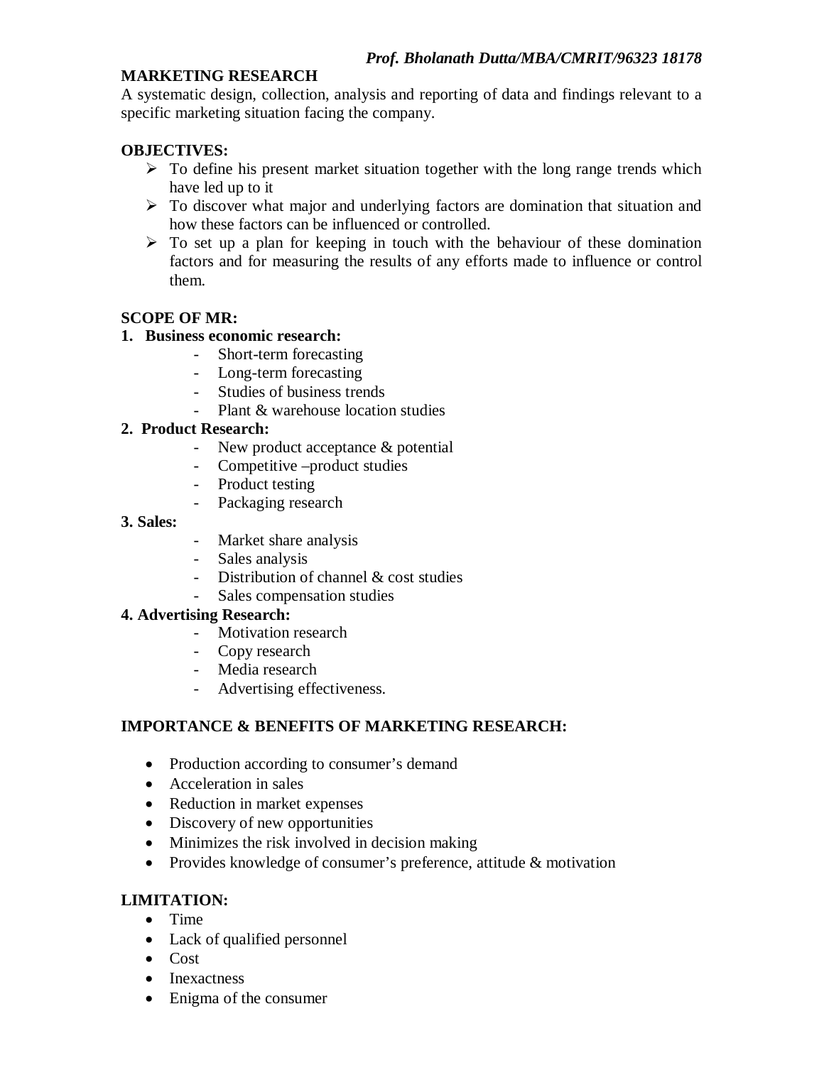## MARKETING RESEARCH

A systematic design, collection, analysis and reporting of data and findings relevant to a specific marketing situation facing the company.

**OBJECTIVES:**

- To define his present market situation together with the long range trends which have led up to it
- To discover what major and underlying factors are domination that situation and how these factors can be influenced or controlled.
- To set up a plan for keeping in touch with the behaviour of these domination factors and for measuring the results of any efforts made to influence or control them.

**SCOPE OF MR:**

1. **Business economic research:**
   - Short-term forecasting
   - Long-term forecasting
   - Studies of business trends
   - Plant & warehouse location studies
2. **Product Research:**
   - New product acceptance & potential
   - Competitive –product studies
   - Product testing
   - Packaging research
3. **Sales:**
   - Market share analysis
   - Sales analysis
   - Distribution of channel & cost studies
   - Sales compensation studies
4. **Advertising Research:**
   - Motivation research
   - Copy research
   - Media research
   - Advertising effectiveness.

**IMPORTANCE & BENEFITS OF MARKETING RESEARCH:**

- Production according to consumer's demand
- Acceleration in sales
- Reduction in market expenses
- Discovery of new opportunities
- Minimizes the risk involved in decision making
- Provides knowledge of consumer's preference, attitude & motivation

**LIMITATION:**

- Time
- Lack of qualified personnel
- Cost
- Inexactness
- Enigma of the consumer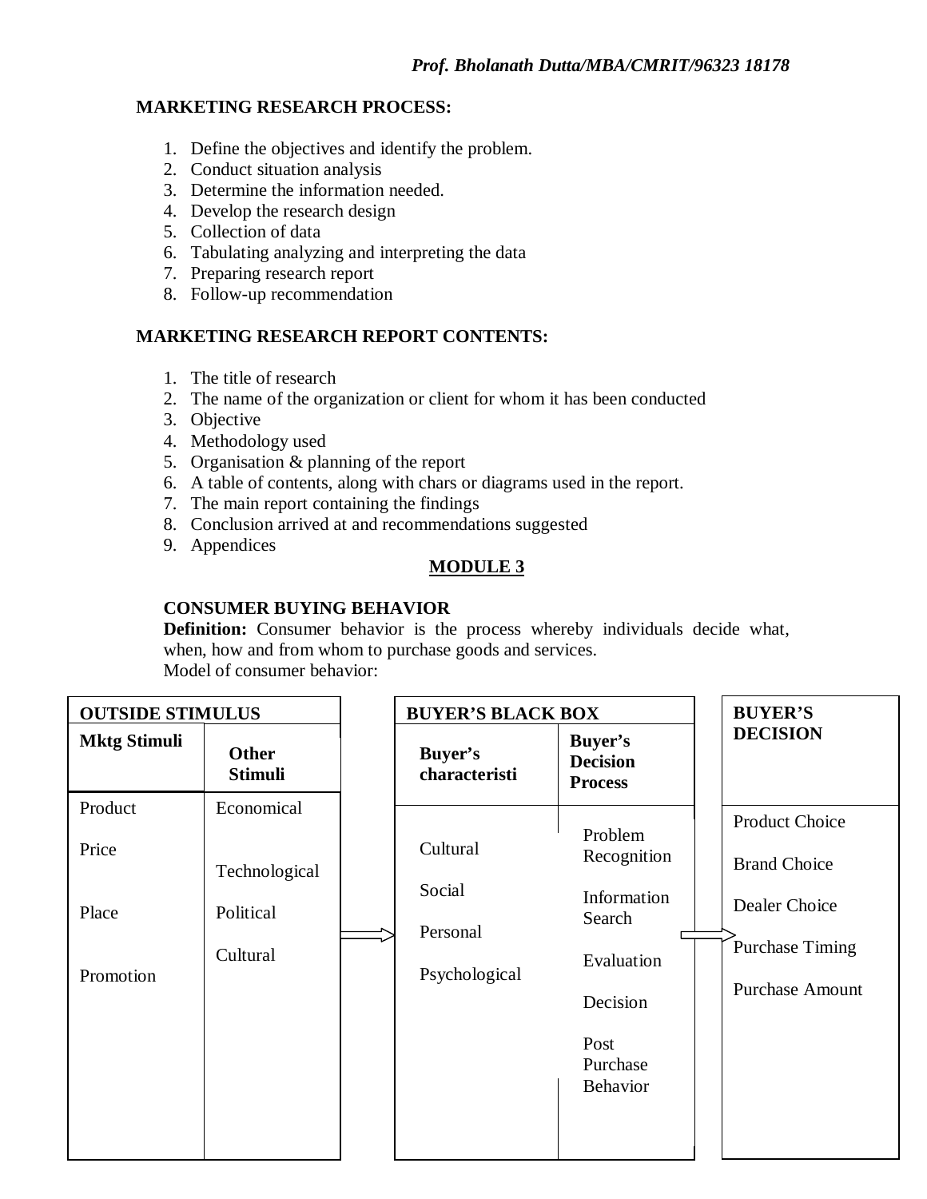**MARKETING RESEARCH PROCESS:**

1. Define the objectives and identify the problem.
2. Conduct situation analysis
3. Determine the information needed.
4. Develop the research design
5. Collection of data
6. Tabulating analyzing and interpreting the data
7. Preparing research report
8. Follow-up recommendation

**MARKETING RESEARCH REPORT CONTENTS:**

1. The title of research
2. The name of the organization or client for whom it has been conducted
3. Objective
4. Methodology used
5. Organisation & planning of the report
6. A table of contents, along with chars or diagrams used in the report.
7. The main report containing the findings
8. Conclusion arrived at and recommendations suggested
9. Appendices

## MODULE 3

**CONSUMER BUYING BEHAVIOR**

**Definition:** Consumer behavior is the process whereby individuals decide what, when, how and from whom to purchase goods and services.

Model of consumer behavior:

| OUTSIDE STIMULUS | | → | BUYER'S BLACK BOX | | → | BUYER'S DECISION |
|---|---|---|---|---|---|---|
| **Mktg Stimuli** | **Other Stimuli** | | **Buyer's characteristi** | **Buyer's Decision Process** | | |
| Product | Economical | | Cultural | Problem Recognition | | Product Choice |
| Price | Technological | | Social | Information Search | | Brand Choice |
| Place | Political | | Personal | Evaluation | | Dealer Choice |
| Promotion | Cultural | | Psychological | Decision | | Purchase Timing |
| | | | | Post Purchase Behavior | | Purchase Amount |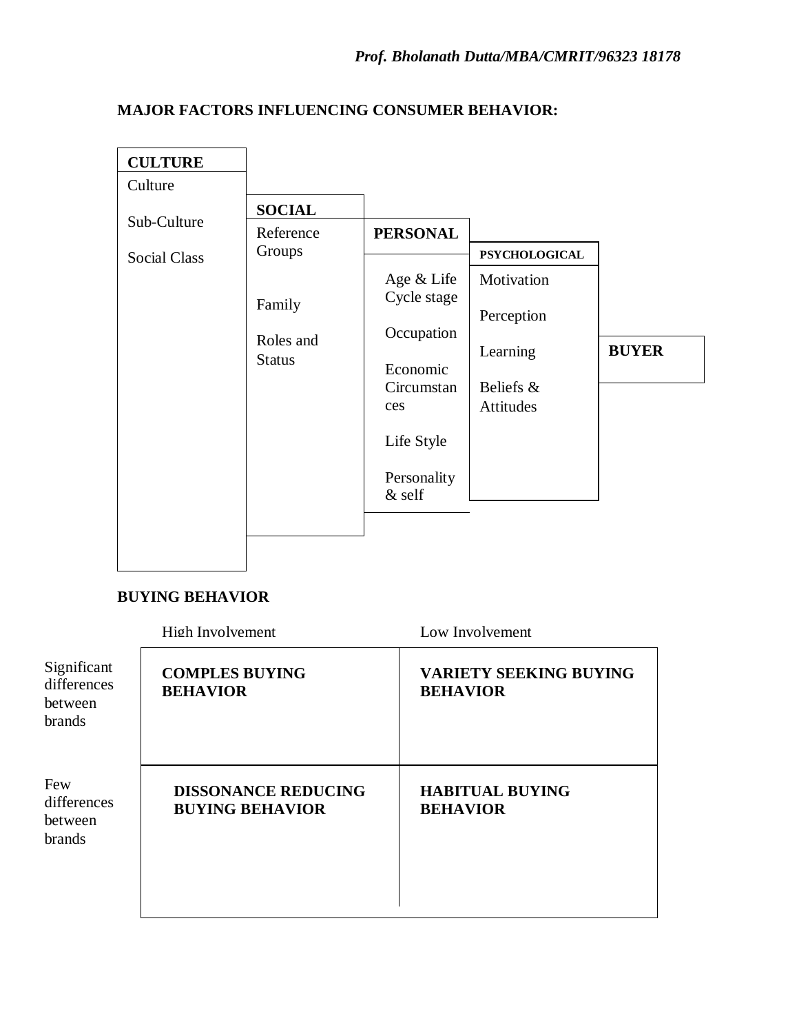**MAJOR FACTORS INFLUENCING CONSUMER BEHAVIOR:**

| CULTURE | SOCIAL | PERSONAL | PSYCHOLOGICAL | |
|---|---|---|---|---|
| Culture | Reference Groups | Age & Life Cycle stage | Motivation | BUYER |
| Sub-Culture | Family | Occupation | Perception | |
| Social Class | Roles and Status | Economic Circumstances | Learning | |
| | | Life Style | Beliefs & Attitudes | |
| | | Personality & self | | |

**BUYING BEHAVIOR**

| | High Involvement | Low Involvement |
|---|---|---|
| Significant differences between brands | **COMPLES BUYING BEHAVIOR** | **VARIETY SEEKING BUYING BEHAVIOR** |
| Few differences between brands | **DISSONANCE REDUCING BUYING BEHAVIOR** | **HABITUAL BUYING BEHAVIOR** |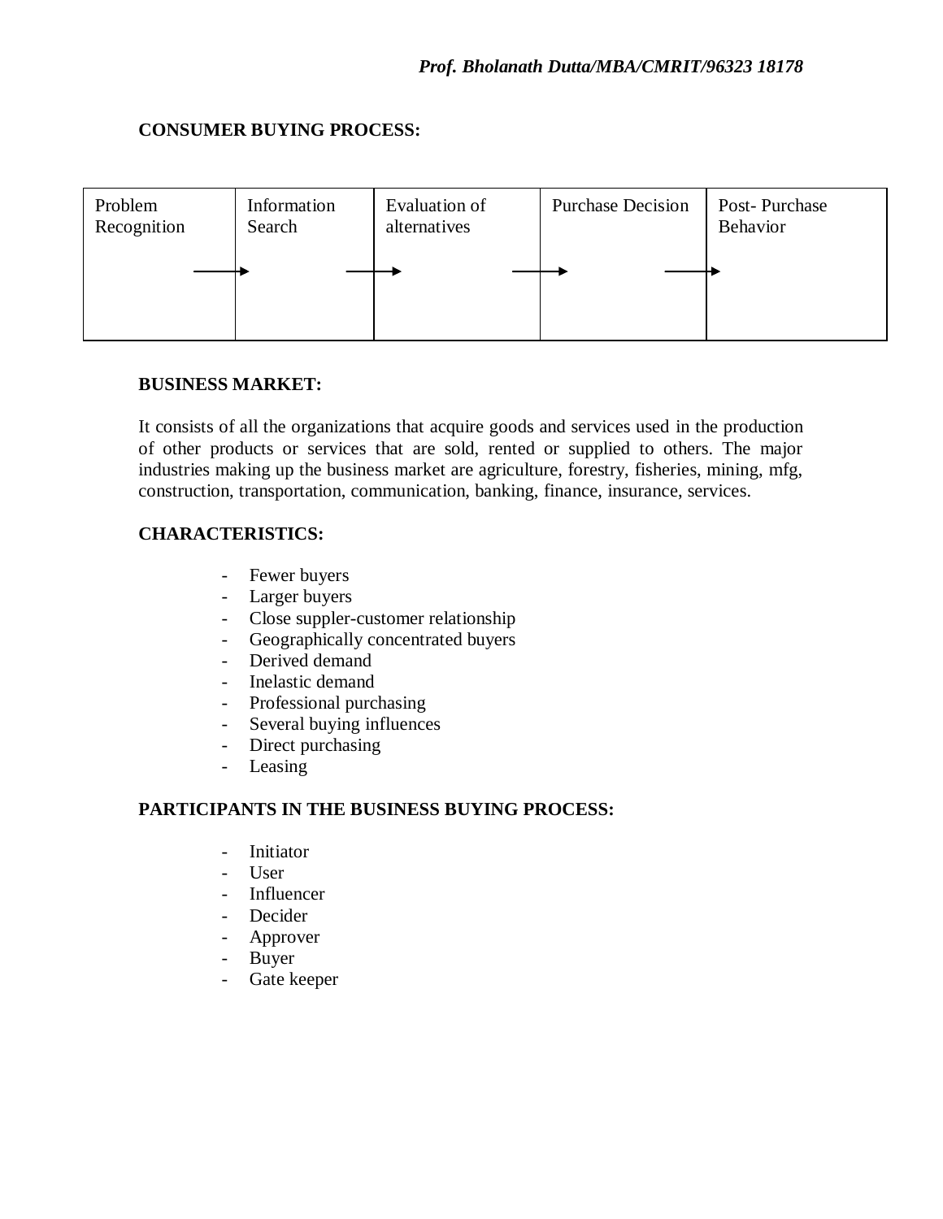## CONSUMER BUYING PROCESS:

| Problem Recognition | Information Search | Evaluation of alternatives | Purchase Decision | Post- Purchase Behavior |
|---|---|---|---|---|
| → | → | → | → | |

## BUSINESS MARKET:

It consists of all the organizations that acquire goods and services used in the production of other products or services that are sold, rented or supplied to others. The major industries making up the business market are agriculture, forestry, fisheries, mining, mfg, construction, transportation, communication, banking, finance, insurance, services.

## CHARACTERISTICS:

- Fewer buyers
- Larger buyers
- Close suppler-customer relationship
- Geographically concentrated buyers
- Derived demand
- Inelastic demand
- Professional purchasing
- Several buying influences
- Direct purchasing
- Leasing

## PARTICIPANTS IN THE BUSINESS BUYING PROCESS:

- Initiator
- User
- Influencer
- Decider
- Approver
- Buyer
- Gate keeper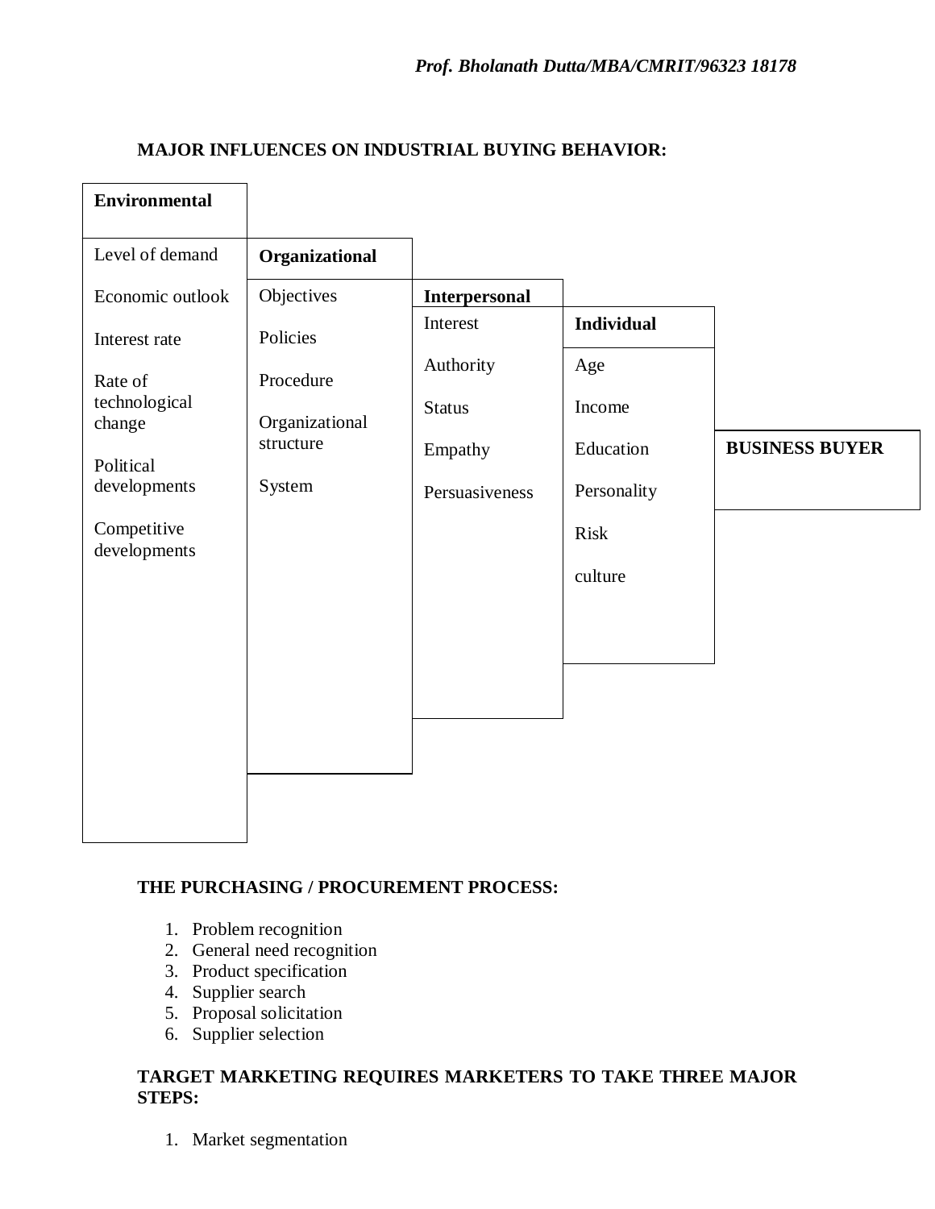**MAJOR INFLUENCES ON INDUSTRIAL BUYING BEHAVIOR:**

| Environmental | Organizational | Interpersonal | Individual | |
|---|---|---|---|---|
| Level of demand | Objectives | Interest | Age | **BUSINESS BUYER** |
| Economic outlook | Policies | Authority | Income | |
| Interest rate | Procedure | Status | Education | |
| Rate of technological change | Organizational structure | Empathy | Personality | |
| Political developments | System | Persuasiveness | Risk | |
| Competitive developments | | | culture | |

**THE PURCHASING / PROCUREMENT PROCESS:**

1. Problem recognition
2. General need recognition
3. Product specification
4. Supplier search
5. Proposal solicitation
6. Supplier selection

**TARGET MARKETING REQUIRES MARKETERS TO TAKE THREE MAJOR STEPS:**

1. Market segmentation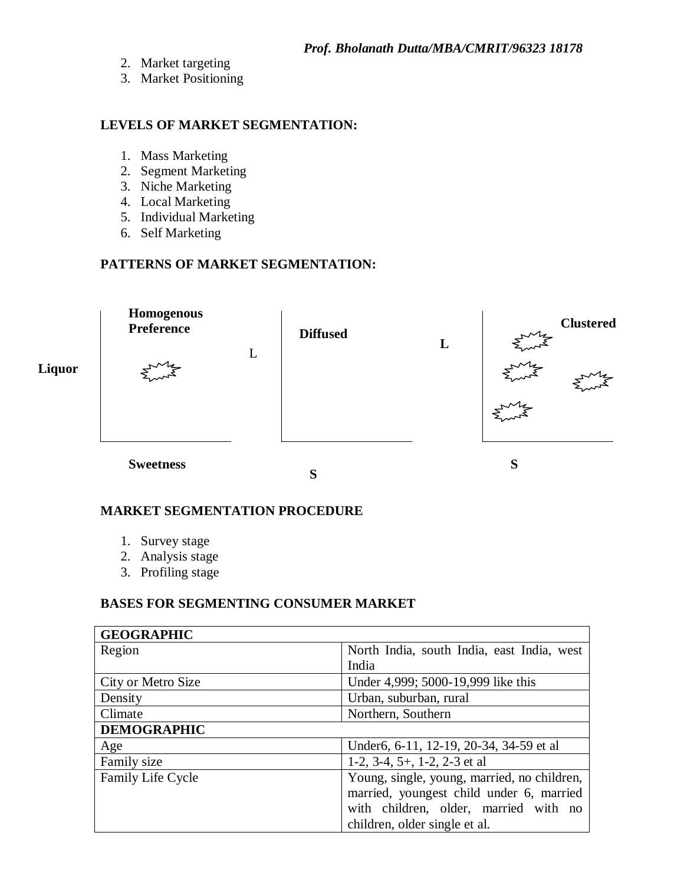2. Market targeting
3. Market Positioning

**LEVELS OF MARKET SEGMENTATION:**

1. Mass Marketing
2. Segment Marketing
3. Niche Marketing
4. Local Marketing
5. Individual Marketing
6. Self Marketing

**PATTERNS OF MARKET SEGMENTATION:**

**Homogenous Preference**

**Liquor**

**Sweetness**

L

**Diffused**

**S**

**L**

**Clustered**

**S**

**MARKET SEGMENTATION PROCEDURE**

1. Survey stage
2. Analysis stage
3. Profiling stage

**BASES FOR SEGMENTING CONSUMER MARKET**

| | |
|---|---|
| **GEOGRAPHIC** | |
| Region | North India, south India, east India, west India |
| City or Metro Size | Under 4,999; 5000-19,999 like this |
| Density | Urban, suburban, rural |
| Climate | Northern, Southern |
| **DEMOGRAPHIC** | |
| Age | Under6, 6-11, 12-19, 20-34, 34-59 et al |
| Family size | 1-2, 3-4, 5+, 1-2, 2-3 et al |
| Family Life Cycle | Young, single, young, married, no children, married, youngest child under 6, married with children, older, married with no children, older single et al. |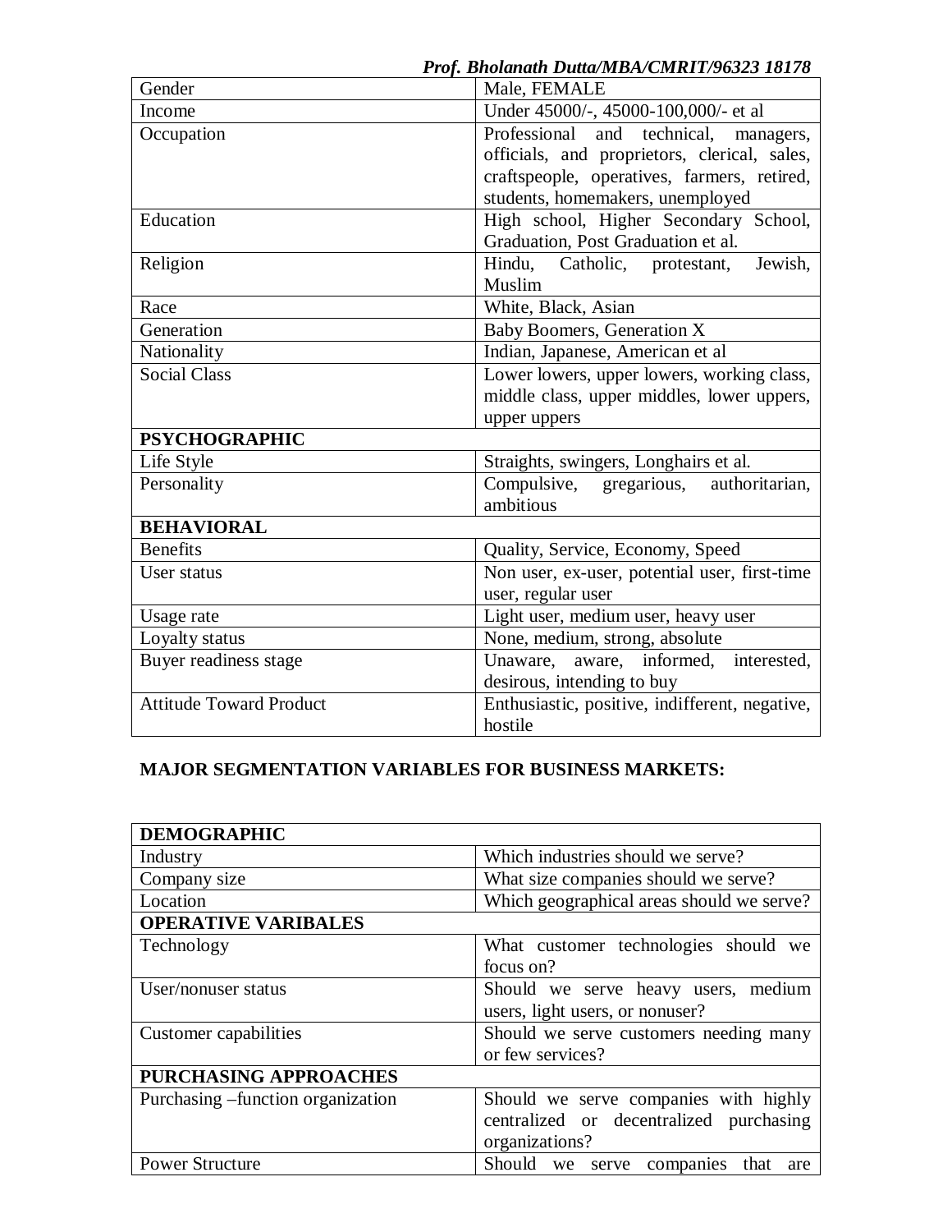| | |
|---|---|
| Gender | Male, FEMALE |
| Income | Under 45000/-, 45000-100,000/- et al |
| Occupation | Professional and technical, managers, officials, and proprietors, clerical, sales, craftspeople, operatives, farmers, retired, students, homemakers, unemployed |
| Education | High school, Higher Secondary School, Graduation, Post Graduation et al. |
| Religion | Hindu, Catholic, protestant, Jewish, Muslim |
| Race | White, Black, Asian |
| Generation | Baby Boomers, Generation X |
| Nationality | Indian, Japanese, American et al |
| Social Class | Lower lowers, upper lowers, working class, middle class, upper middles, lower uppers, upper uppers |
| **PSYCHOGRAPHIC** | |
| Life Style | Straights, swingers, Longhairs et al. |
| Personality | Compulsive, gregarious, authoritarian, ambitious |
| **BEHAVIORAL** | |
| Benefits | Quality, Service, Economy, Speed |
| User status | Non user, ex-user, potential user, first-time user, regular user |
| Usage rate | Light user, medium user, heavy user |
| Loyalty status | None, medium, strong, absolute |
| Buyer readiness stage | Unaware, aware, informed, interested, desirous, intending to buy |
| Attitude Toward Product | Enthusiastic, positive, indifferent, negative, hostile |

**MAJOR SEGMENTATION VARIABLES FOR BUSINESS MARKETS:**

| | |
|---|---|
| **DEMOGRAPHIC** | |
| Industry | Which industries should we serve? |
| Company size | What size companies should we serve? |
| Location | Which geographical areas should we serve? |
| **OPERATIVE VARIBALES** | |
| Technology | What customer technologies should we focus on? |
| User/nonuser status | Should we serve heavy users, medium users, light users, or nonuser? |
| Customer capabilities | Should we serve customers needing many or few services? |
| **PURCHASING APPROACHES** | |
| Purchasing –function organization | Should we serve companies with highly centralized or decentralized purchasing organizations? |
| Power Structure | Should we serve companies that are |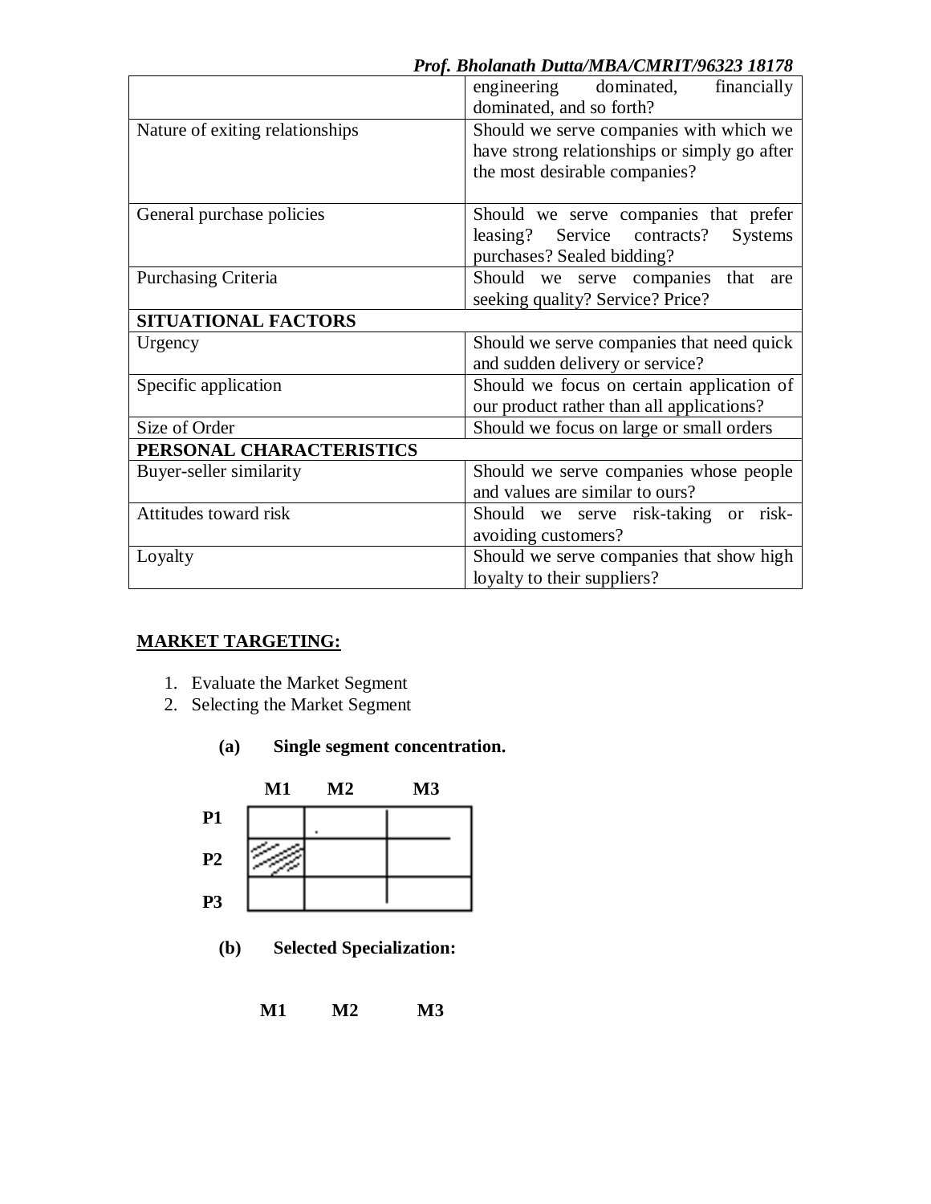| | |
|---|---|
| | engineering dominated, financially dominated, and so forth? |
| Nature of exiting relationships | Should we serve companies with which we have strong relationships or simply go after the most desirable companies? |
| General purchase policies | Should we serve companies that prefer leasing? Service contracts? Systems purchases? Sealed bidding? |
| Purchasing Criteria | Should we serve companies that are seeking quality? Service? Price? |
| **SITUATIONAL FACTORS** | |
| Urgency | Should we serve companies that need quick and sudden delivery or service? |
| Specific application | Should we focus on certain application of our product rather than all applications? |
| Size of Order | Should we focus on large or small orders |
| **PERSONAL CHARACTERISTICS** | |
| Buyer-seller similarity | Should we serve companies whose people and values are similar to ours? |
| Attitudes toward risk | Should we serve risk-taking or risk-avoiding customers? |
| Loyalty | Should we serve companies that show high loyalty to their suppliers? |

## MARKET TARGETING:

1. Evaluate the Market Segment
2. Selecting the Market Segment

**(a) Single segment concentration.**

M1 M2 M3

P1

P2

P3

**(b) Selected Specialization:**

M1 M2 M3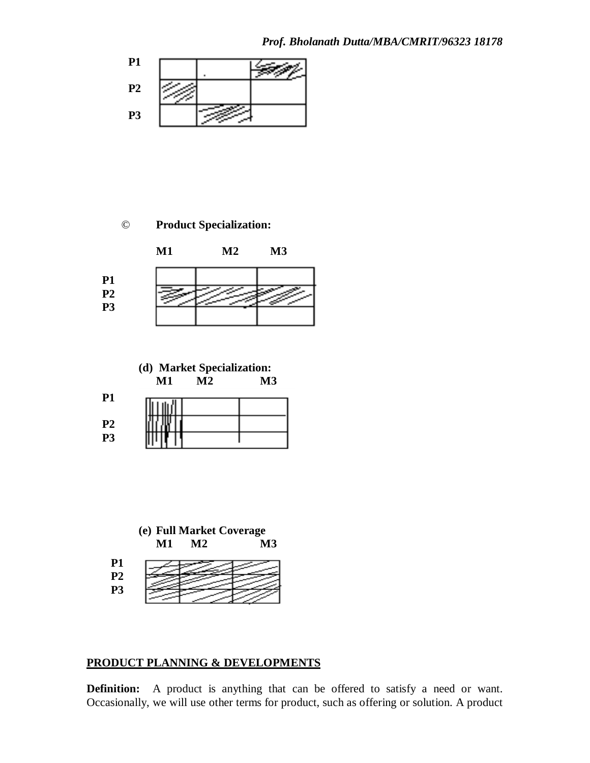| | | | |
|---|---|---|---|
| P1 | | | |
| P2 | | | |
| P3 | | | |

© **Product Specialization:**

| | M1 | M2 | M3 |
|---|---|---|---|
| P1 | | | |
| P2 | | | |
| P3 | | | |

**(d) Market Specialization:**

| | M1 | M2 | M3 |
|---|---|---|---|
| P1 | | | |
| P2 | | | |
| P3 | | | |

**(e) Full Market Coverage**

| | M1 | M2 | M3 |
|---|---|---|---|
| P1 | | | |
| P2 | | | |
| P3 | | | |

## PRODUCT PLANNING & DEVELOPMENTS

**Definition:** A product is anything that can be offered to satisfy a need or want. Occasionally, we will use other terms for product, such as offering or solution. A product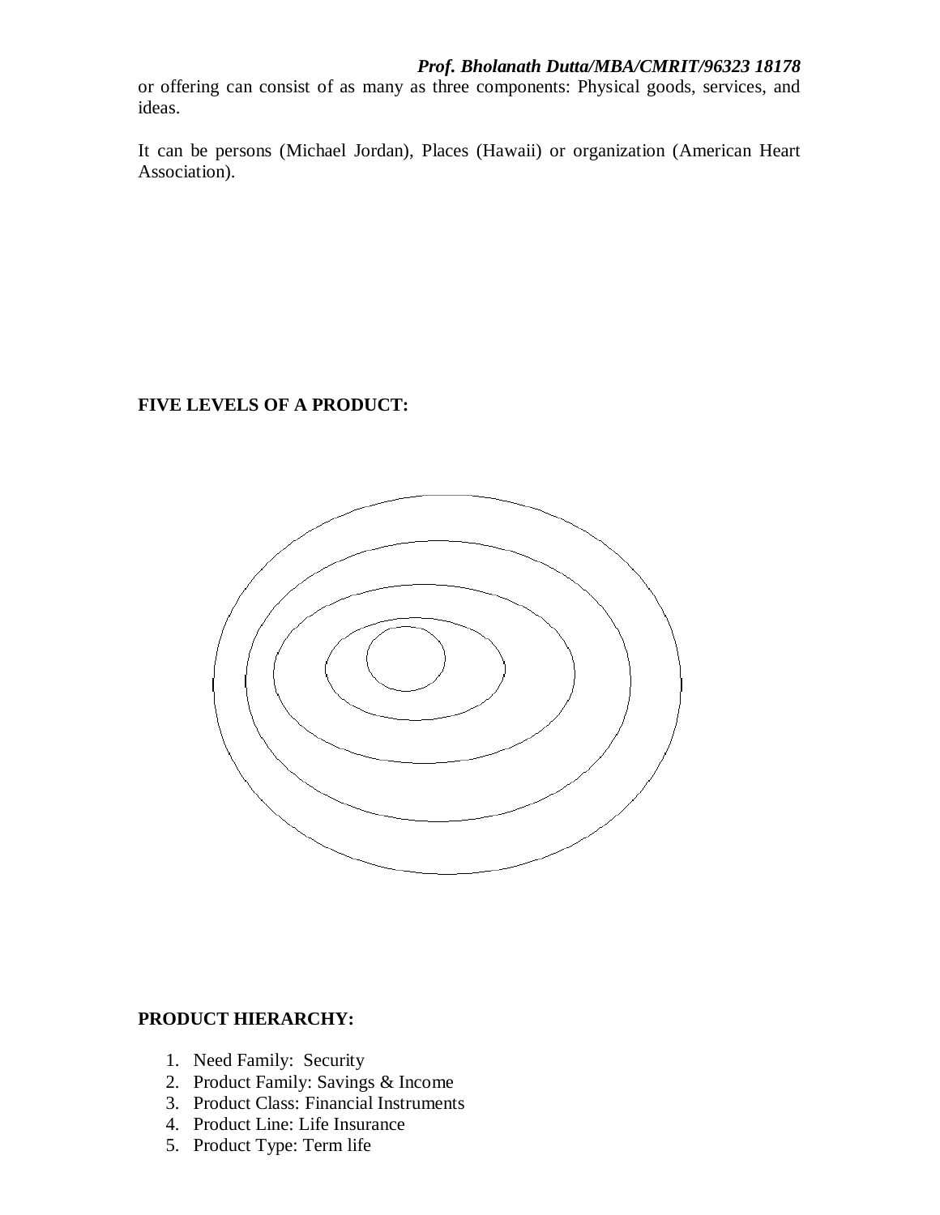or offering can consist of as many as three components: Physical goods, services, and ideas.

It can be persons (Michael Jordan), Places (Hawaii) or organization (American Heart Association).

**FIVE LEVELS OF A PRODUCT:**

**PRODUCT HIERARCHY:**

1. Need Family: Security
2. Product Family: Savings & Income
3. Product Class: Financial Instruments
4. Product Line: Life Insurance
5. Product Type: Term life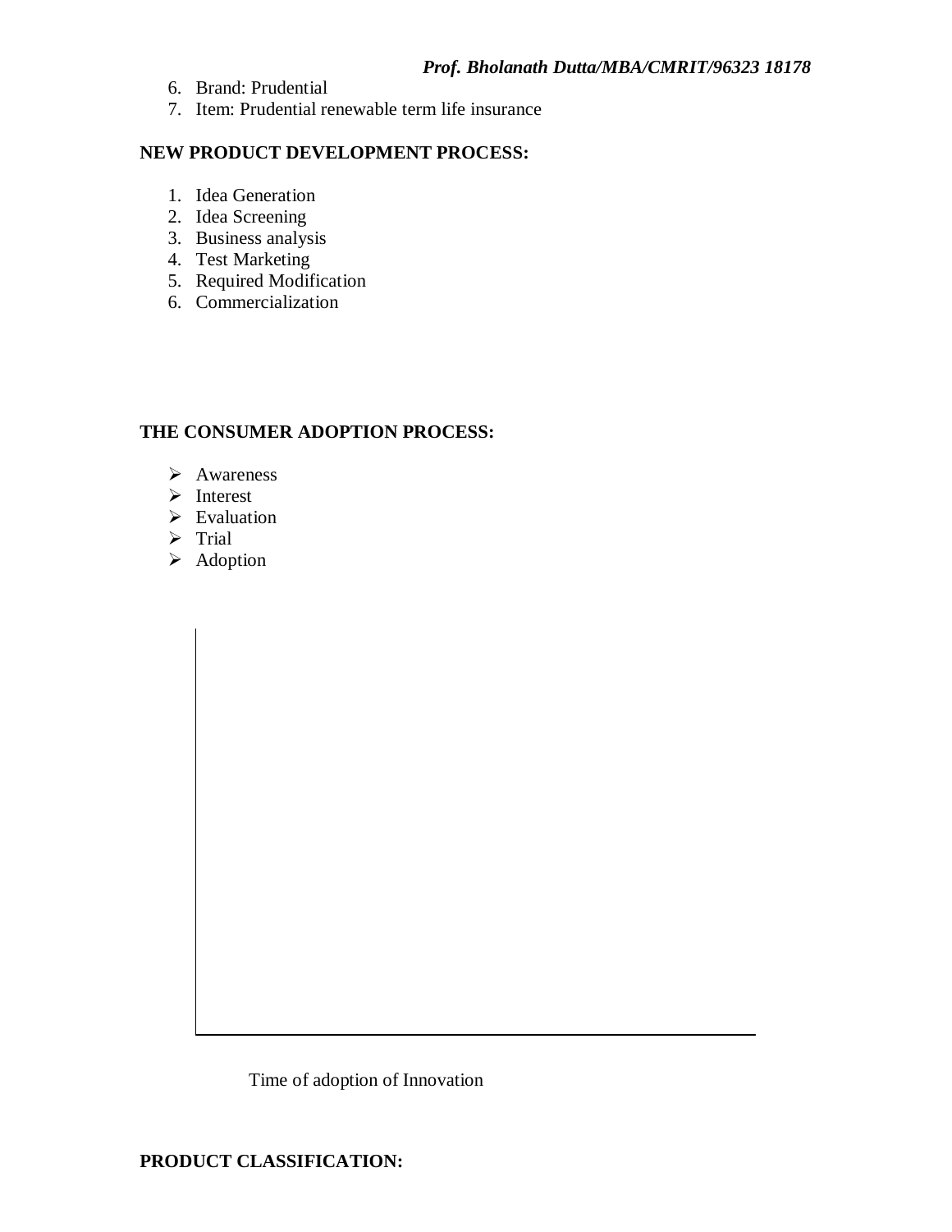6. Brand: Prudential
7. Item: Prudential renewable term life insurance

**NEW PRODUCT DEVELOPMENT PROCESS:**

1. Idea Generation
2. Idea Screening
3. Business analysis
4. Test Marketing
5. Required Modification
6. Commercialization

**THE CONSUMER ADOPTION PROCESS:**

- Awareness
- Interest
- Evaluation
- Trial
- Adoption

Time of adoption of Innovation

**PRODUCT CLASSIFICATION:**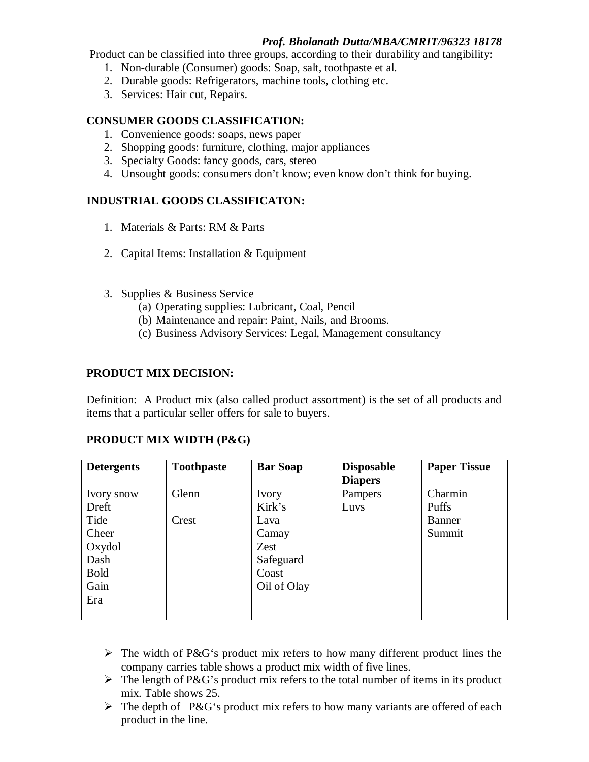Product can be classified into three groups, according to their durability and tangibility:

1. Non-durable (Consumer) goods: Soap, salt, toothpaste et al.
2. Durable goods: Refrigerators, machine tools, clothing etc.
3. Services: Hair cut, Repairs.

**CONSUMER GOODS CLASSIFICATION:**

1. Convenience goods: soaps, news paper
2. Shopping goods: furniture, clothing, major appliances
3. Specialty Goods: fancy goods, cars, stereo
4. Unsought goods: consumers don't know; even know don't think for buying.

**INDUSTRIAL GOODS CLASSIFICATON:**

1. Materials & Parts: RM & Parts

2. Capital Items: Installation & Equipment

3. Supplies & Business Service
   (a) Operating supplies: Lubricant, Coal, Pencil
   (b) Maintenance and repair: Paint, Nails, and Brooms.
   (c) Business Advisory Services: Legal, Management consultancy

**PRODUCT MIX DECISION:**

Definition: A Product mix (also called product assortment) is the set of all products and items that a particular seller offers for sale to buyers.

**PRODUCT MIX WIDTH (P&G)**

| Detergents | Toothpaste | Bar Soap | Disposable Diapers | Paper Tissue |
|---|---|---|---|---|
| Ivory snow | Glenn | Ivory | Pampers | Charmin |
| Dreft | | Kirk's | Luvs | Puffs |
| Tide | Crest | Lava | | Banner |
| Cheer | | Camay | | Summit |
| Oxydol | | Zest | | |
| Dash | | Safeguard | | |
| Bold | | Coast | | |
| Gain | | Oil of Olay | | |
| Era | | | | |

- The width of P&G's product mix refers to how many different product lines the company carries table shows a product mix width of five lines.
- The length of P&G's product mix refers to the total number of items in its product mix. Table shows 25.
- The depth of P&G's product mix refers to how many variants are offered of each product in the line.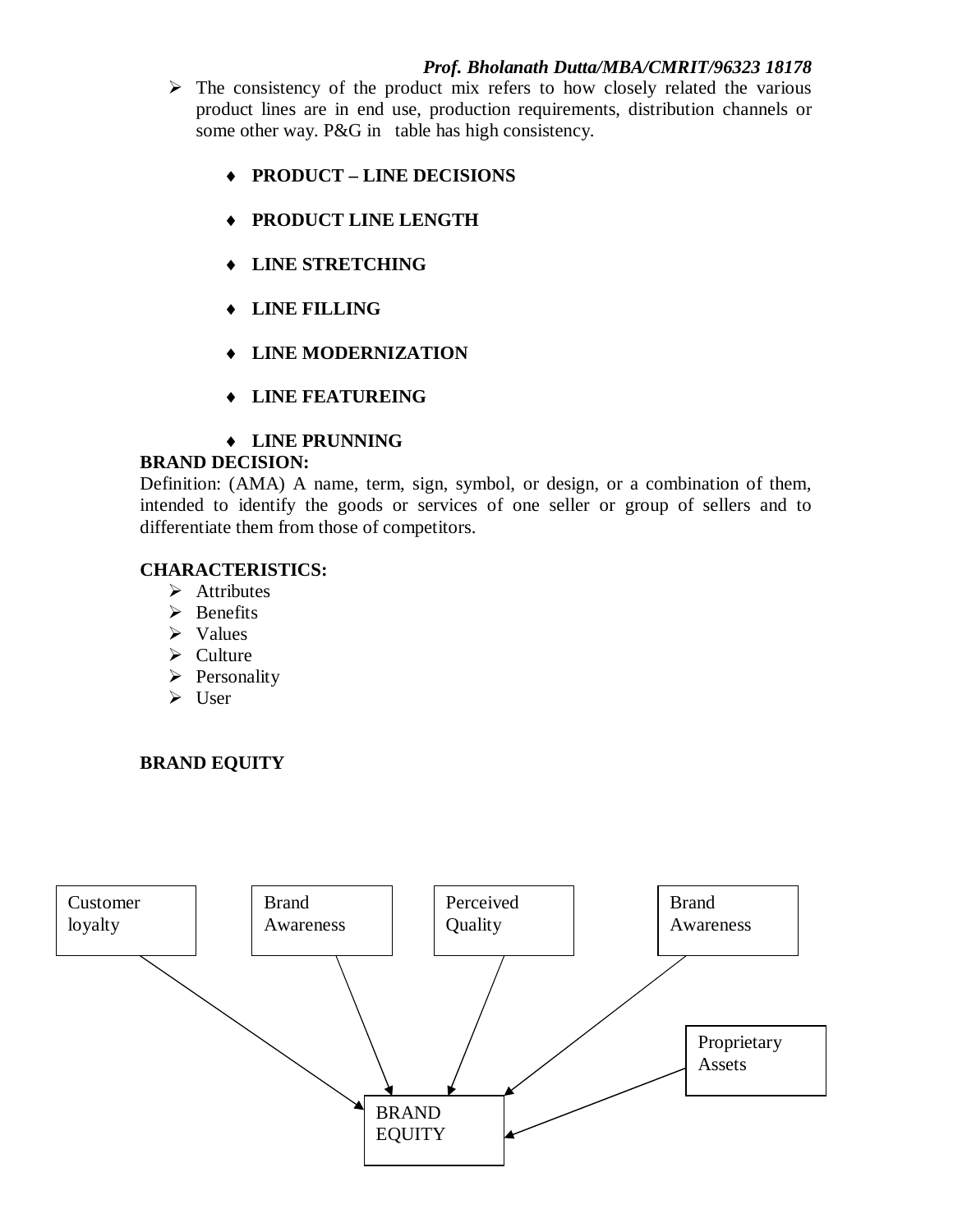- The consistency of the product mix refers to how closely related the various product lines are in end use, production requirements, distribution channels or some other way. P&G in  table has high consistency.

  - **PRODUCT – LINE DECISIONS**
  - **PRODUCT LINE LENGTH**
  - **LINE STRETCHING**
  - **LINE FILLING**
  - **LINE MODERNIZATION**
  - **LINE FEATUREING**
  - **LINE PRUNNING**

**BRAND DECISION:**

Definition: (AMA) A name, term, sign, symbol, or design, or a combination of them, intended to identify the goods or services of one seller or group of sellers and to differentiate them from those of competitors.

**CHARACTERISTICS:**

- Attributes
- Benefits
- Values
- Culture
- Personality
- User

**BRAND EQUITY**

Customer loyalty

Brand Awareness

Perceived Quality

Brand Awareness

Proprietary Assets

BRAND EQUITY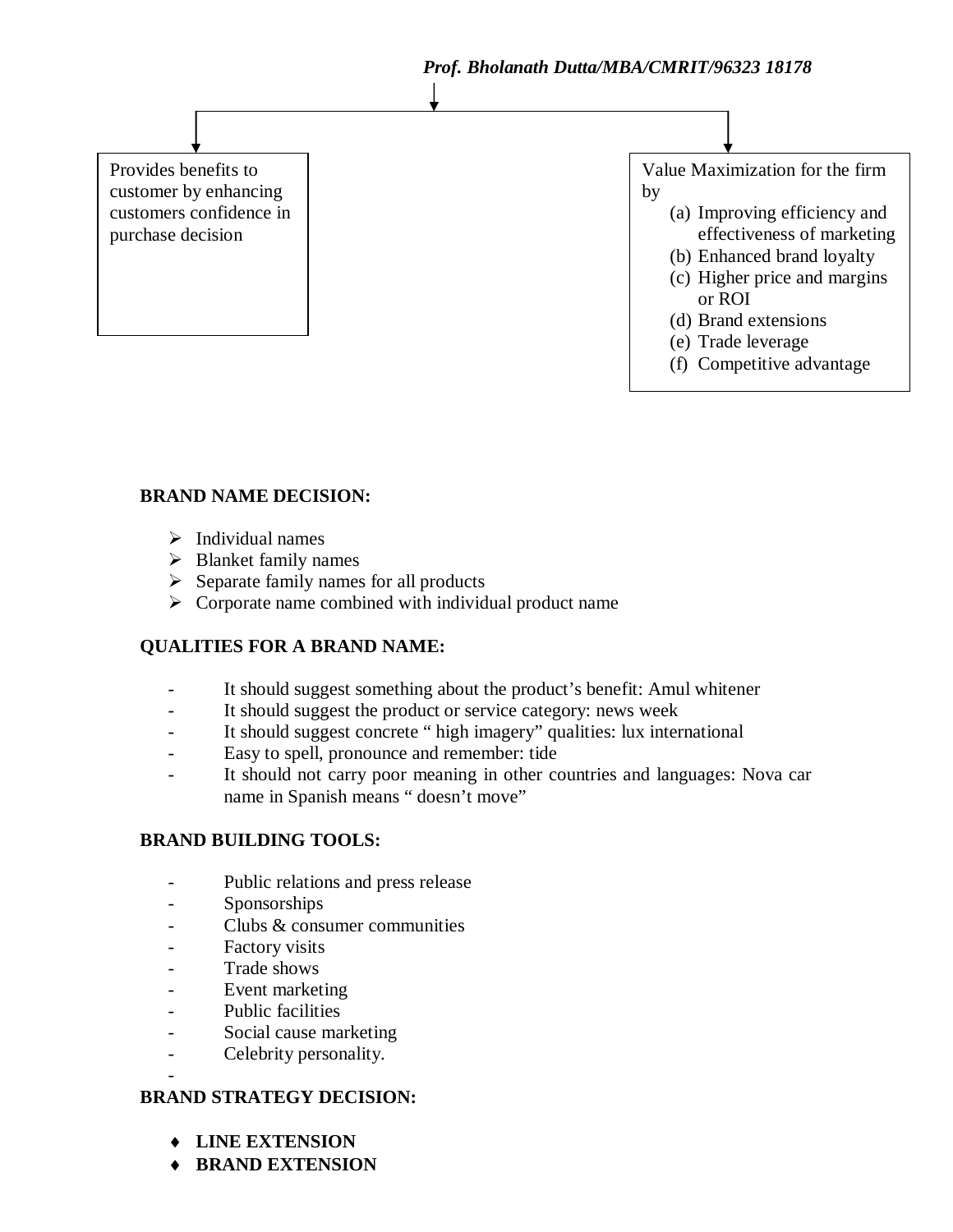Provides benefits to customer by enhancing customers confidence in purchase decision

Value Maximization for the firm by

(a) Improving efficiency and effectiveness of marketing
(b) Enhanced brand loyalty
(c) Higher price and margins or ROI
(d) Brand extensions
(e) Trade leverage
(f) Competitive advantage

**BRAND NAME DECISION:**

- Individual names
- Blanket family names
- Separate family names for all products
- Corporate name combined with individual product name

**QUALITIES FOR A BRAND NAME:**

- It should suggest something about the product's benefit: Amul whitener
- It should suggest the product or service category: news week
- It should suggest concrete " high imagery" qualities: lux international
- Easy to spell, pronounce and remember: tide
- It should not carry poor meaning in other countries and languages: Nova car name in Spanish means " doesn't move"

**BRAND BUILDING TOOLS:**

- Public relations and press release
- Sponsorships
- Clubs & consumer communities
- Factory visits
- Trade shows
- Event marketing
- Public facilities
- Social cause marketing
- Celebrity personality.
-

**BRAND STRATEGY DECISION:**

- **LINE EXTENSION**
- **BRAND EXTENSION**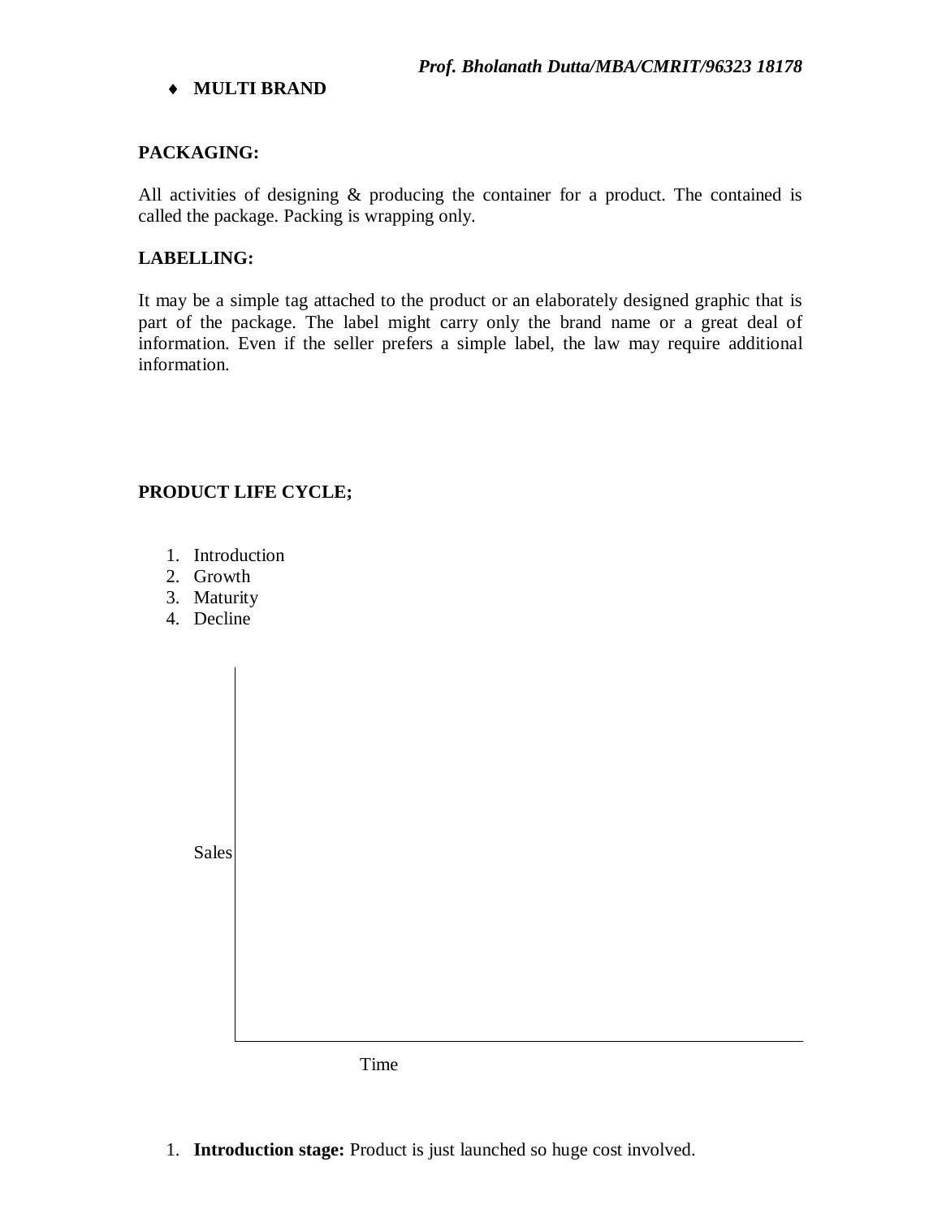- **MULTI BRAND**

**PACKAGING:**

All activities of designing & producing the container for a product. The contained is called the package. Packing is wrapping only.

**LABELLING:**

It may be a simple tag attached to the product or an elaborately designed graphic that is part of the package. The label might carry only the brand name or a great deal of information. Even if the seller prefers a simple label, the law may require additional information.

**PRODUCT LIFE CYCLE;**

1. Introduction
2. Growth
3. Maturity
4. Decline

Sales

Time

1. **Introduction stage:** Product is just launched so huge cost involved.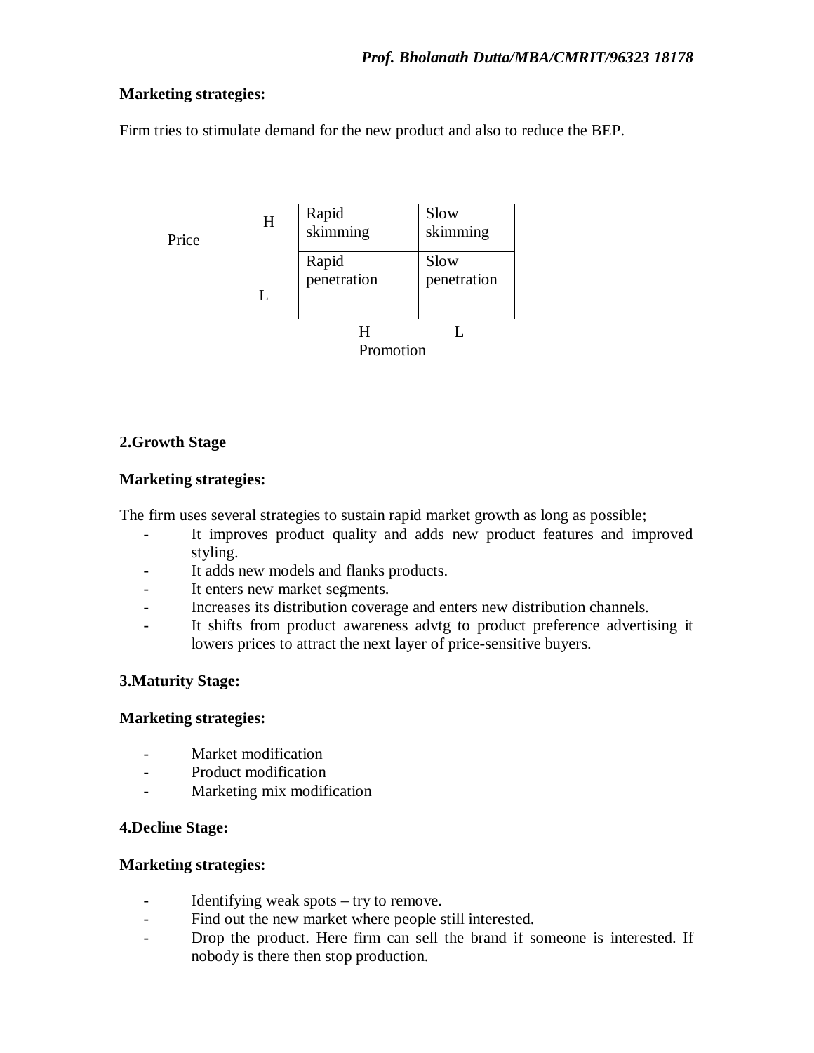**Marketing strategies:**

Firm tries to stimulate demand for the new product and also to reduce the BEP.

| Price | | Promotion H | Promotion L |
|---|---|---|---|
| | H | Rapid skimming | Slow skimming |
| | L | Rapid penetration | Slow penetration |

**2.Growth Stage**

**Marketing strategies:**

The firm uses several strategies to sustain rapid market growth as long as possible;

- It improves product quality and adds new product features and improved styling.
- It adds new models and flanks products.
- It enters new market segments.
- Increases its distribution coverage and enters new distribution channels.
- It shifts from product awareness advtg to product preference advertising it lowers prices to attract the next layer of price-sensitive buyers.

**3.Maturity Stage:**

**Marketing strategies:**

- Market modification
- Product modification
- Marketing mix modification

**4.Decline Stage:**

**Marketing strategies:**

- Identifying weak spots – try to remove.
- Find out the new market where people still interested.
- Drop the product. Here firm can sell the brand if someone is interested. If nobody is there then stop production.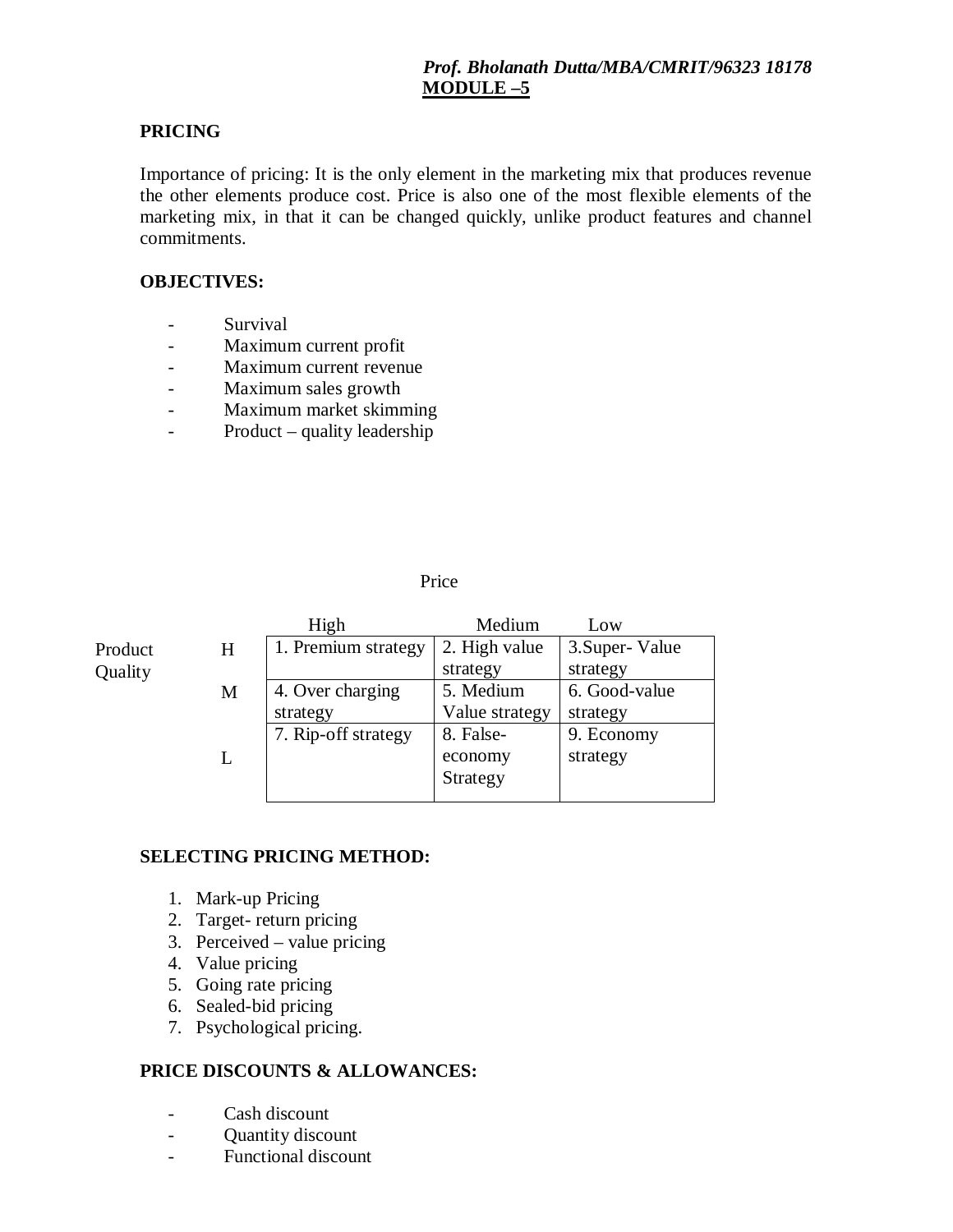*Prof. Bholanath Dutta/MBA/CMRIT/96323 18178*

**MODULE –5**

## PRICING

Importance of pricing: It is the only element in the marketing mix that produces revenue the other elements produce cost. Price is also one of the most flexible elements of the marketing mix, in that it can be changed quickly, unlike product features and channel commitments.

## OBJECTIVES:

- Survival
- Maximum current profit
- Maximum current revenue
- Maximum sales growth
- Maximum market skimming
- Product – quality leadership

| Product Quality | Price: High | Price: Medium | Price: Low |
|---|---|---|---|
| H | 1. Premium strategy | 2. High value strategy | 3.Super- Value strategy |
| M | 4. Over charging strategy | 5. Medium Value strategy | 6. Good-value strategy |
| L | 7. Rip-off strategy | 8. False-economy Strategy | 9. Economy strategy |

## SELECTING PRICING METHOD:

1. Mark-up Pricing
2. Target- return pricing
3. Perceived – value pricing
4. Value pricing
5. Going rate pricing
6. Sealed-bid pricing
7. Psychological pricing.

## PRICE DISCOUNTS & ALLOWANCES:

- Cash discount
- Quantity discount
- Functional discount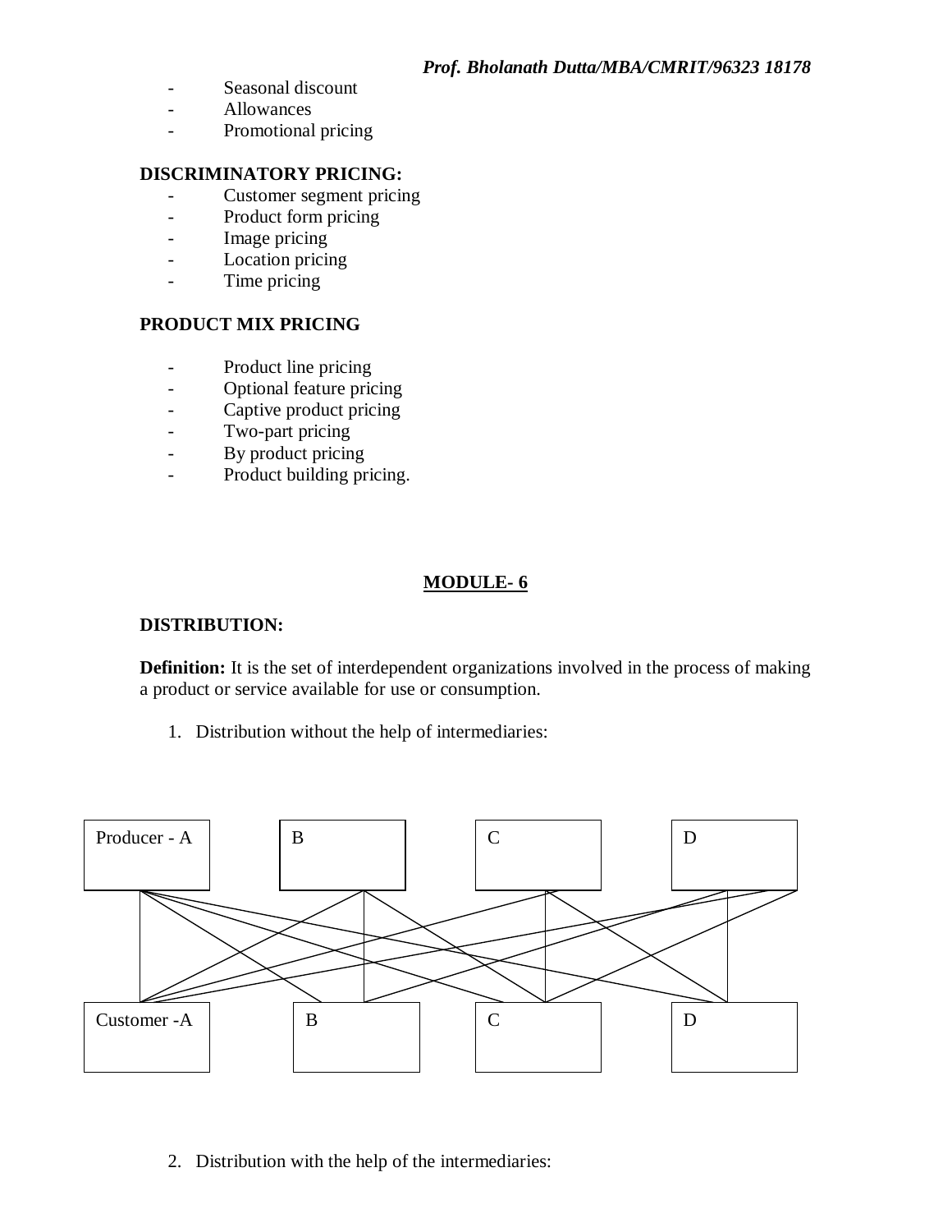- Seasonal discount
- Allowances
- Promotional pricing

**DISCRIMINATORY PRICING:**

- Customer segment pricing
- Product form pricing
- Image pricing
- Location pricing
- Time pricing

**PRODUCT MIX PRICING**

- Product line pricing
- Optional feature pricing
- Captive product pricing
- Two-part pricing
- By product pricing
- Product building pricing.

## MODULE- 6

**DISTRIBUTION:**

**Definition:** It is the set of interdependent organizations involved in the process of making a product or service available for use or consumption.

1. Distribution without the help of intermediaries:

Producer - A
B
C
D

Customer -A
B
C
D

2. Distribution with the help of the intermediaries: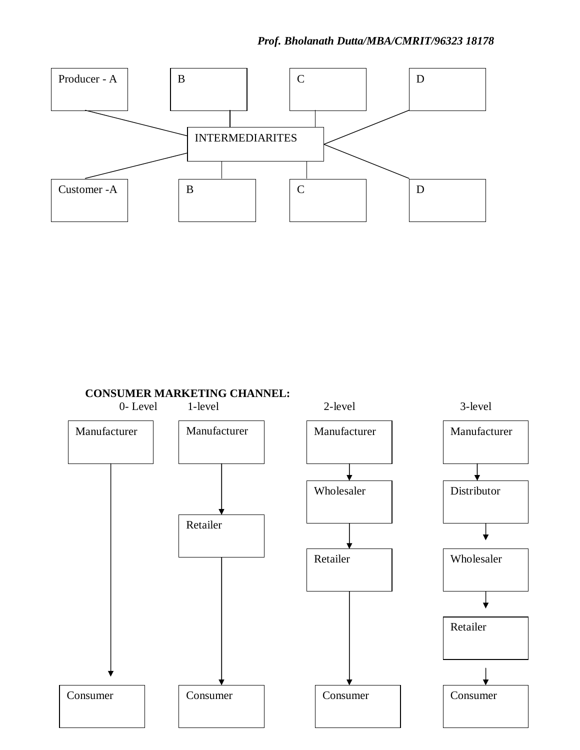Producer - A

B

C

D

INTERMEDIARITES

Customer -A

B

C

D

**CONSUMER MARKETING CHANNEL:**

0- Level

Manufacturer

Consumer

1-level

Manufacturer

Retailer

Consumer

2-level

Manufacturer

Wholesaler

Retailer

Consumer

3-level

Manufacturer

Distributor

Wholesaler

Retailer

Consumer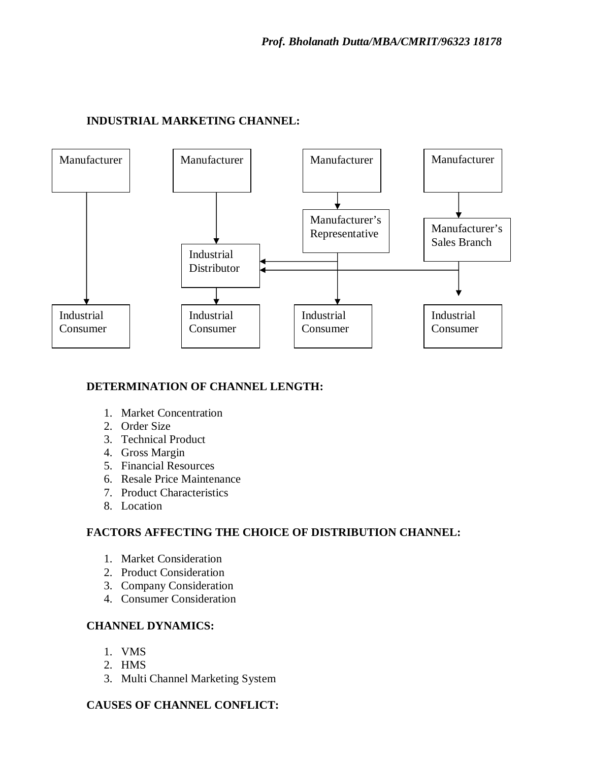**INDUSTRIAL MARKETING CHANNEL:**

Manufacturer

Industrial Consumer

Manufacturer

Industrial Distributor

Industrial Consumer

Manufacturer

Manufacturer's Representative

Industrial Consumer

Manufacturer

Manufacturer's Sales Branch

Industrial Consumer

**DETERMINATION OF CHANNEL LENGTH:**

1. Market Concentration
2. Order Size
3. Technical Product
4. Gross Margin
5. Financial Resources
6. Resale Price Maintenance
7. Product Characteristics
8. Location

**FACTORS AFFECTING THE CHOICE OF DISTRIBUTION CHANNEL:**

1. Market Consideration
2. Product Consideration
3. Company Consideration
4. Consumer Consideration

**CHANNEL DYNAMICS:**

1. VMS
2. HMS
3. Multi Channel Marketing System

**CAUSES OF CHANNEL CONFLICT:**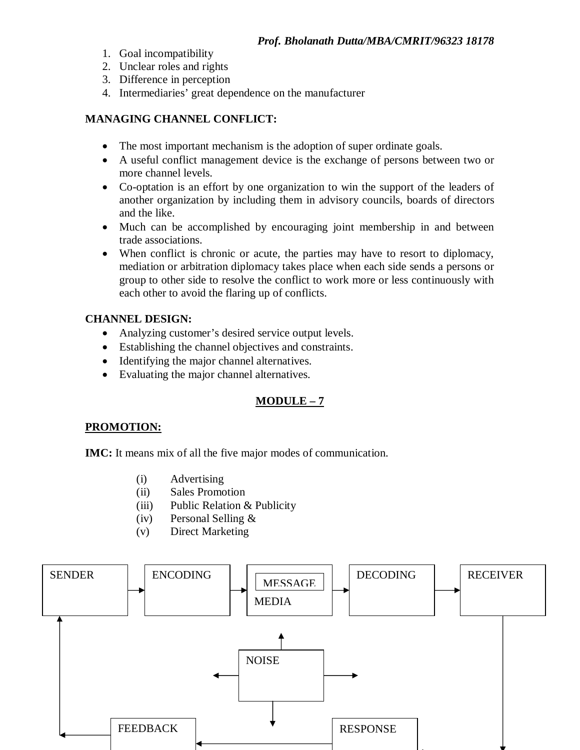1. Goal incompatibility
2. Unclear roles and rights
3. Difference in perception
4. Intermediaries' great dependence on the manufacturer

**MANAGING CHANNEL CONFLICT:**

- The most important mechanism is the adoption of super ordinate goals.
- A useful conflict management device is the exchange of persons between two or more channel levels.
- Co-optation is an effort by one organization to win the support of the leaders of another organization by including them in advisory councils, boards of directors and the like.
- Much can be accomplished by encouraging joint membership in and between trade associations.
- When conflict is chronic or acute, the parties may have to resort to diplomacy, mediation or arbitration diplomacy takes place when each side sends a persons or group to other side to resolve the conflict to work more or less continuously with each other to avoid the flaring up of conflicts.

**CHANNEL DESIGN:**

- Analyzing customer's desired service output levels.
- Establishing the channel objectives and constraints.
- Identifying the major channel alternatives.
- Evaluating the major channel alternatives.

## MODULE – 7

**PROMOTION:**

**IMC:** It means mix of all the five major modes of communication.

(i) Advertising
(ii) Sales Promotion
(iii) Public Relation & Publicity
(iv) Personal Selling &
(v) Direct Marketing

SENDER
ENCODING
MESSAGE
MEDIA
DECODING
RECEIVER
NOISE
FEEDBACK
RESPONSE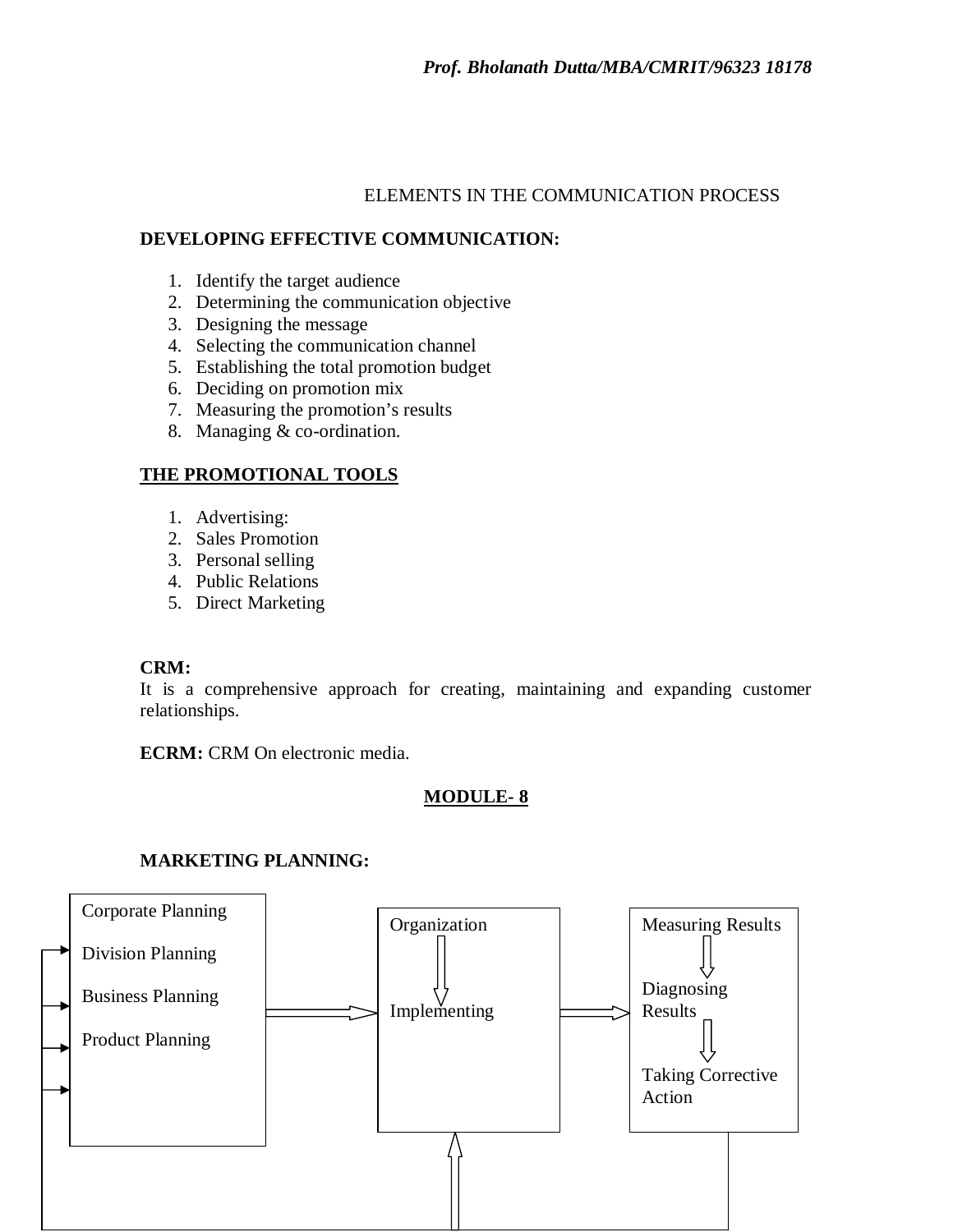ELEMENTS IN THE COMMUNICATION PROCESS

**DEVELOPING EFFECTIVE COMMUNICATION:**

1. Identify the target audience
2. Determining the communication objective
3. Designing the message
4. Selecting the communication channel
5. Establishing the total promotion budget
6. Deciding on promotion mix
7. Measuring the promotion's results
8. Managing & co-ordination.

**THE PROMOTIONAL TOOLS**

1. Advertising:
2. Sales Promotion
3. Personal selling
4. Public Relations
5. Direct Marketing

**CRM:**
It is a comprehensive approach for creating, maintaining and expanding customer relationships.

**ECRM:** CRM On electronic media.

## MODULE- 8

**MARKETING PLANNING:**

Corporate Planning

Division Planning

Business Planning

Product Planning

Organization

Implementing

Measuring Results

Diagnosing Results

Taking Corrective Action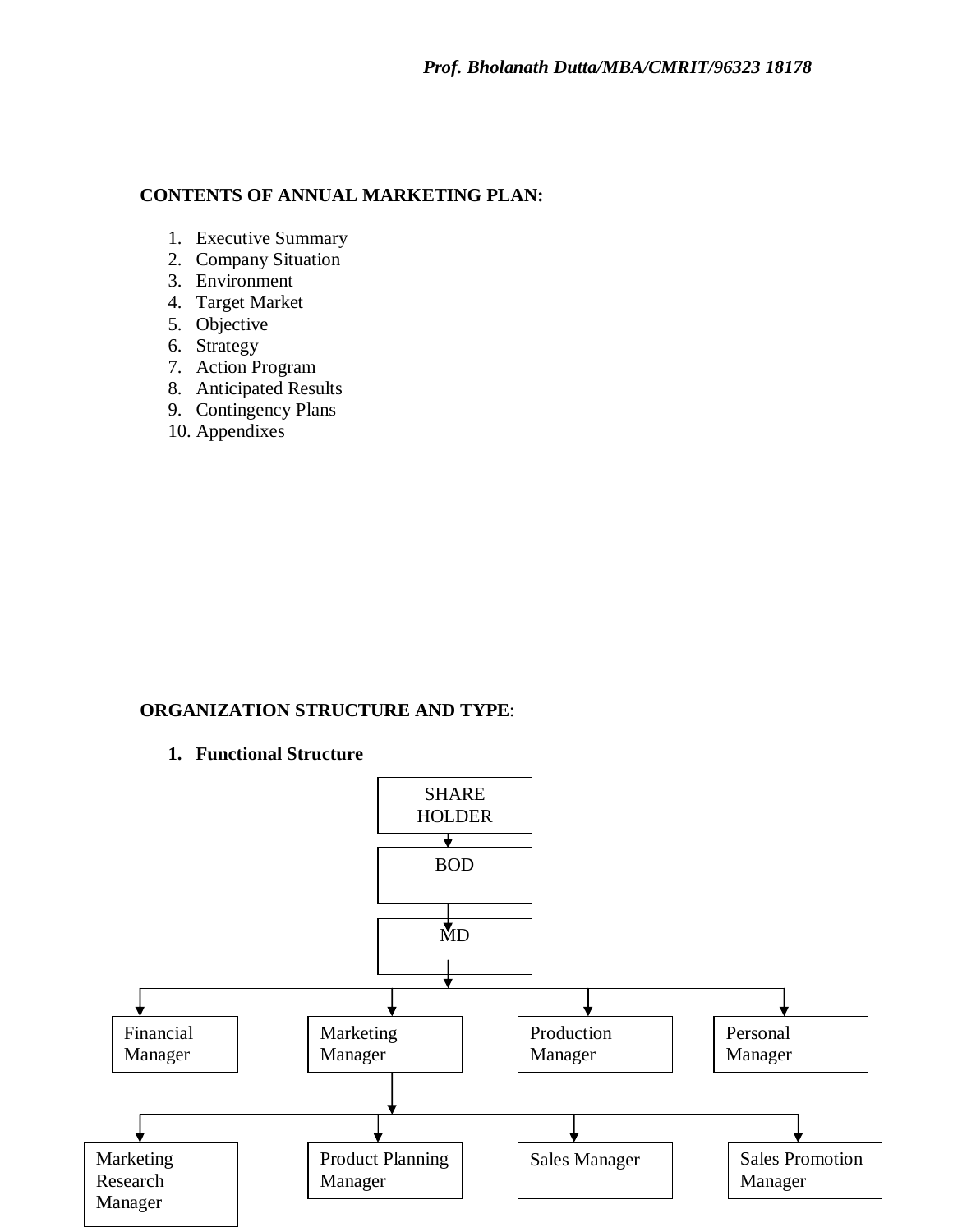**CONTENTS OF ANNUAL MARKETING PLAN:**

1. Executive Summary
2. Company Situation
3. Environment
4. Target Market
5. Objective
6. Strategy
7. Action Program
8. Anticipated Results
9. Contingency Plans
10. Appendixes

**ORGANIZATION STRUCTURE AND TYPE**:

1. **Functional Structure**

SHARE HOLDER

BOD

MD

Financial Manager

Marketing Manager

Production Manager

Personal Manager

Marketing Research Manager

Product Planning Manager

Sales Manager

Sales Promotion Manager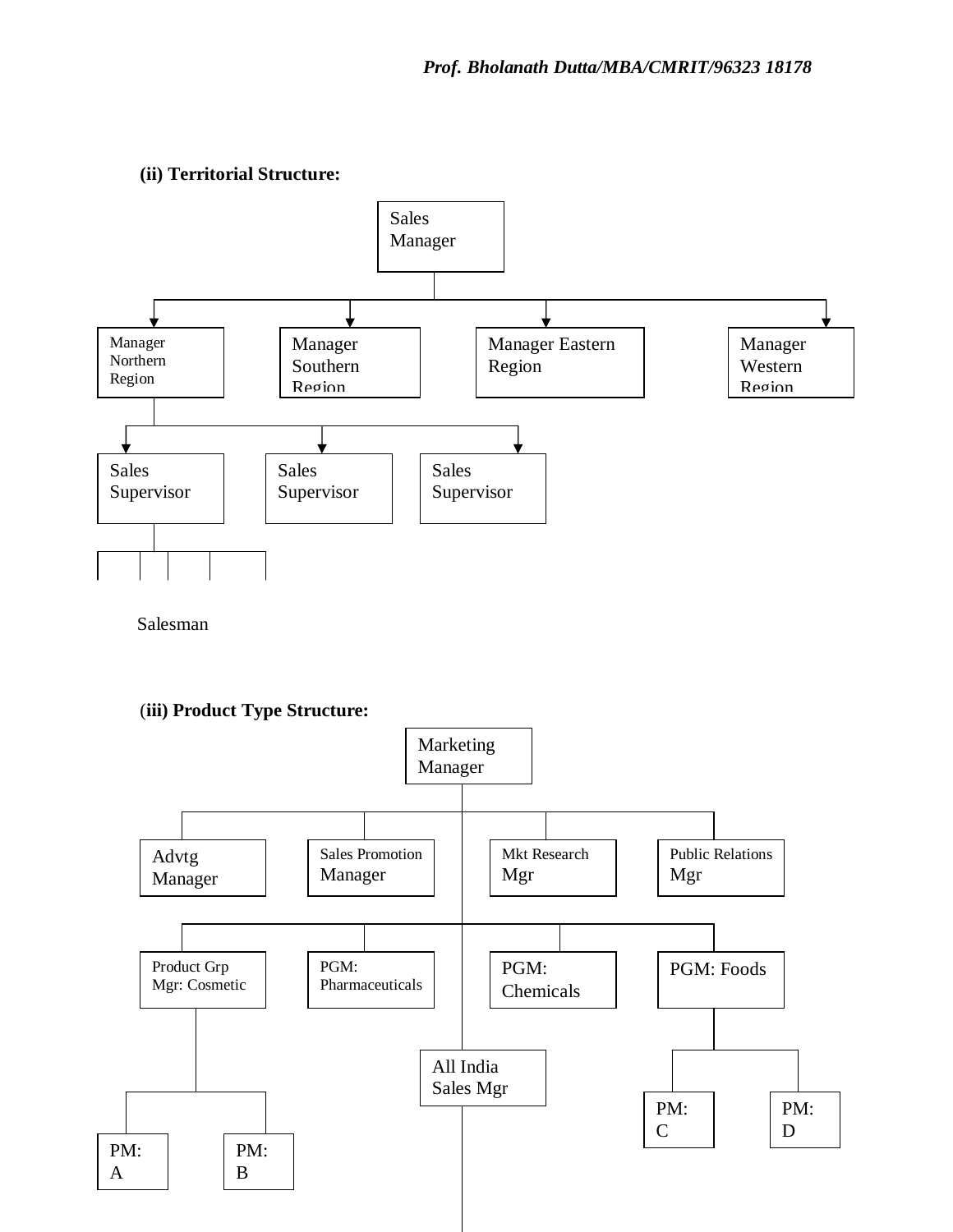**(ii) Territorial Structure:**

Sales Manager

Manager Northern Region

Manager Southern Region

Manager Eastern Region

Manager Western Region

Sales Supervisor

Sales Supervisor

Sales Supervisor

Salesman

**(iii) Product Type Structure:**

Marketing Manager

Advtg Manager

Sales Promotion Manager

Mkt Research Mgr

Public Relations Mgr

Product Grp Mgr: Cosmetic

PGM: Pharmaceuticals

PGM: Chemicals

PGM: Foods

All India Sales Mgr

PM: A

PM: B

PM: C

PM: D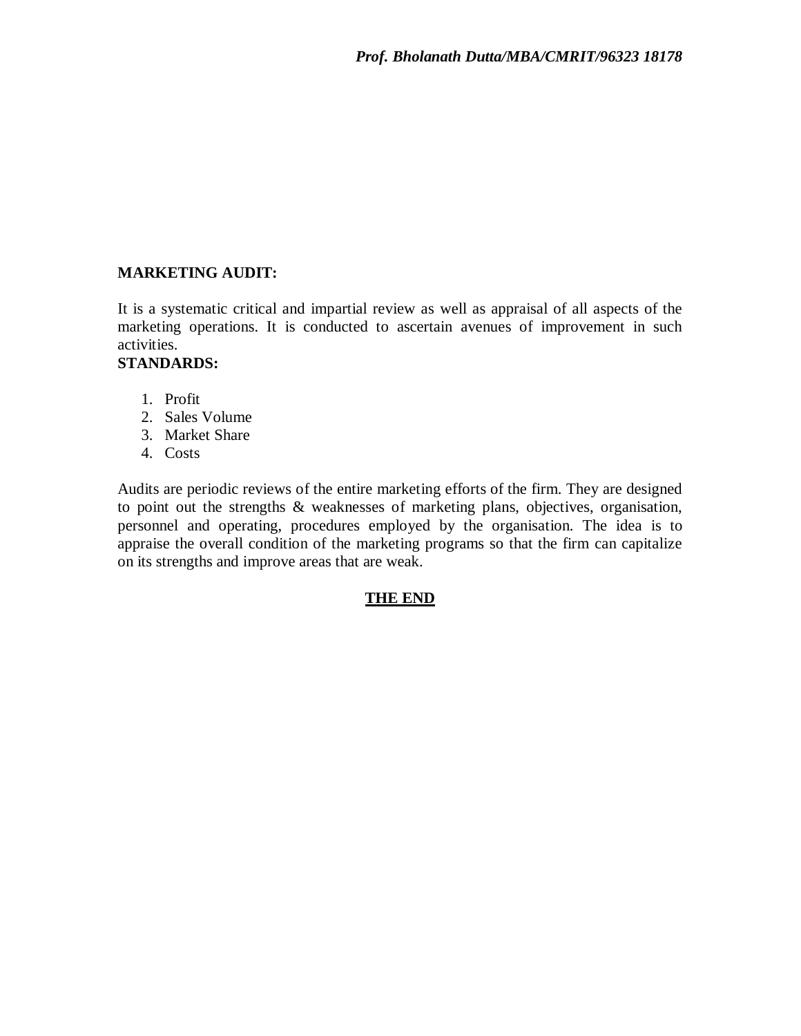**MARKETING AUDIT:**

It is a systematic critical and impartial review as well as appraisal of all aspects of the marketing operations. It is conducted to ascertain avenues of improvement in such activities.

**STANDARDS:**

1. Profit
2. Sales Volume
3. Market Share
4. Costs

Audits are periodic reviews of the entire marketing efforts of the firm. They are designed to point out the strengths & weaknesses of marketing plans, objectives, organisation, personnel and operating, procedures employed by the organisation. The idea is to appraise the overall condition of the marketing programs so that the firm can capitalize on its strengths and improve areas that are weak.

**THE END**